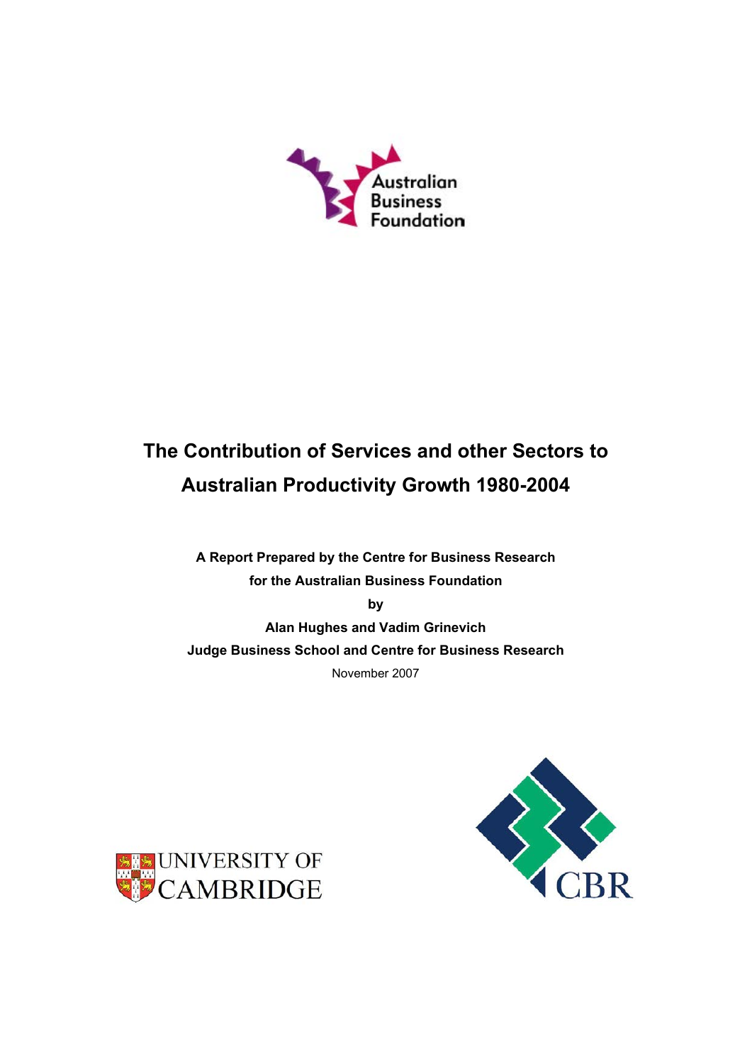# The Contribution of Services and other Sectors to Australian Productivity Growth 1980-2004

**A Report Prepared by the Centre for Business Research**

**for the Australian Business Foundation**

**by**

**Alan Hughes and Vadim Grinevich**

**Judge Business School and Centre for Business Research**

November 2007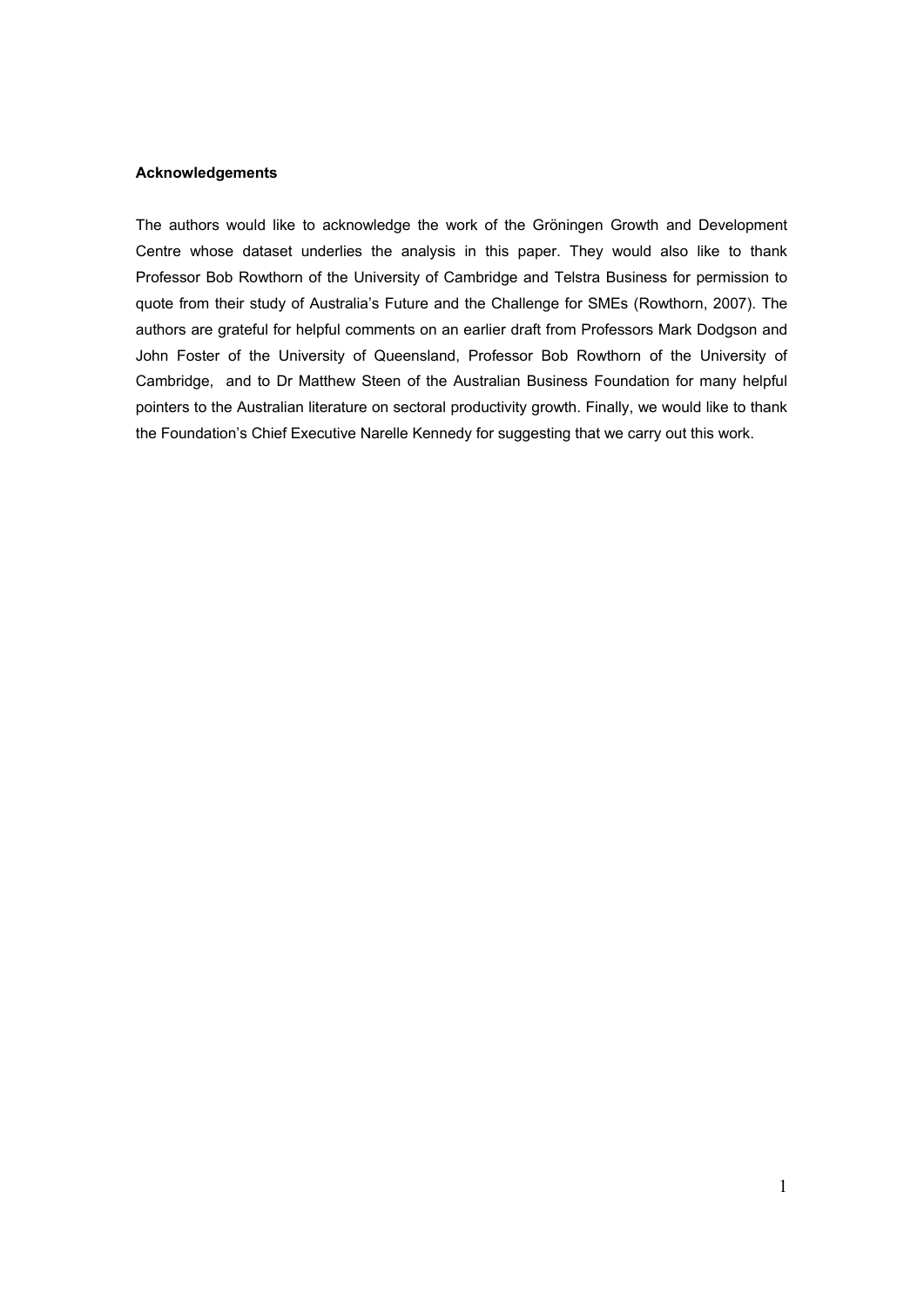**Acknowledgements**

The authors would like to acknowledge the work of the Gröningen Growth and Development Centre whose dataset underlies the analysis in this paper. They would also like to thank Professor Bob Rowthorn of the University of Cambridge and Telstra Business for permission to quote from their study of Australia's Future and the Challenge for SMEs (Rowthorn, 2007). The authors are grateful for helpful comments on an earlier draft from Professors Mark Dodgson and John Foster of the University of Queensland, Professor Bob Rowthorn of the University of Cambridge, and to Dr Matthew Steen of the Australian Business Foundation for many helpful pointers to the Australian literature on sectoral productivity growth. Finally, we would like to thank the Foundation's Chief Executive Narelle Kennedy for suggesting that we carry out this work.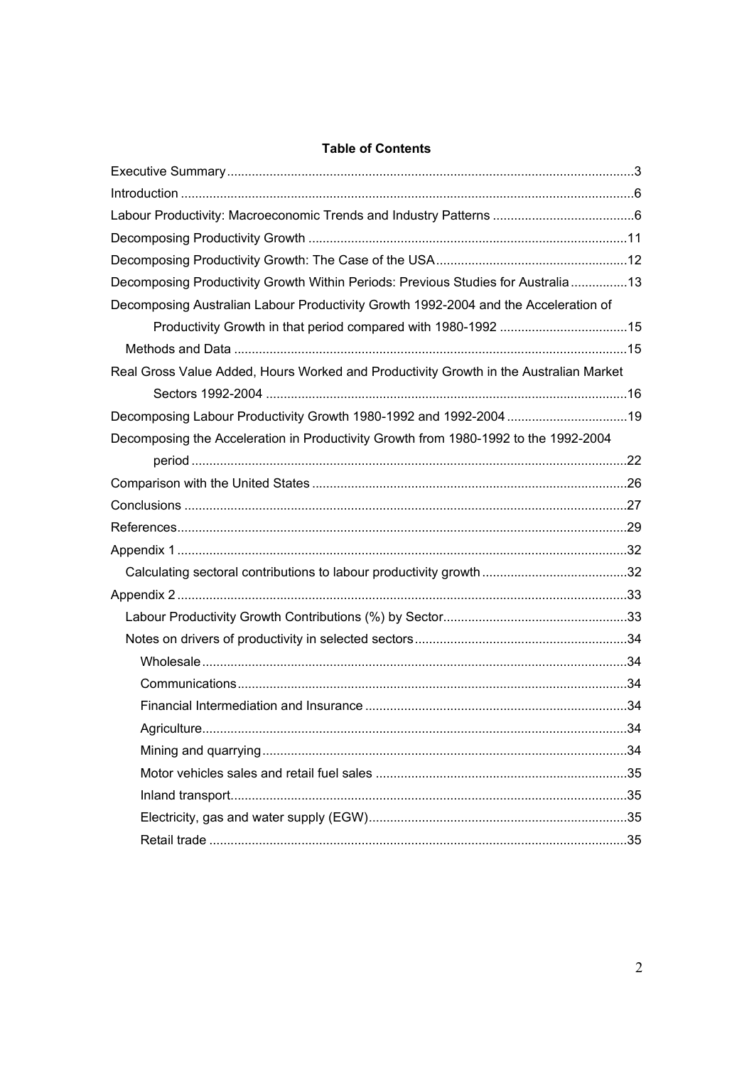**Table of Contents**

- Executive Summary ....................................................................................................3
- Introduction ..............................................................................................................6
- Labour Productivity: Macroeconomic Trends and Industry Patterns ........................................6
- Decomposing Productivity Growth ...........................................................................11
- Decomposing Productivity Growth: The Case of the USA......................................................12
- Decomposing Productivity Growth Within Periods: Previous Studies for Australia ................13
- Decomposing Australian Labour Productivity Growth 1992-2004 and the Acceleration of Productivity Growth in that period compared with 1980-1992 ....................................15
  - Methods and Data ..............................................................................................15
- Real Gross Value Added, Hours Worked and Productivity Growth in the Australian Market Sectors 1992-2004 ..........................................................................................16
- Decomposing Labour Productivity Growth 1980-1992 and 1992-2004 ..................................19
- Decomposing the Acceleration in Productivity Growth from 1980-1992 to the 1992-2004 period ..........................................................................................................22
- Comparison with the United States .........................................................................26
- Conclusions ............................................................................................................27
- References...............................................................................................................29
- Appendix 1 ..............................................................................................................32
  - Calculating sectoral contributions to labour productivity growth .........................................32
- Appendix 2 ..............................................................................................................33
  - Labour Productivity Growth Contributions (%) by Sector....................................................33
  - Notes on drivers of productivity in selected sectors...........................................................34
    - Wholesale.......................................................................................................34
    - Communications.............................................................................................34
    - Financial Intermediation and Insurance ..........................................................34
    - Agriculture.......................................................................................................34
    - Mining and quarrying.......................................................................................34
    - Motor vehicles sales and retail fuel sales .......................................................35
    - Inland transport...............................................................................................35
    - Electricity, gas and water supply (EGW).........................................................35
    - Retail trade .....................................................................................................35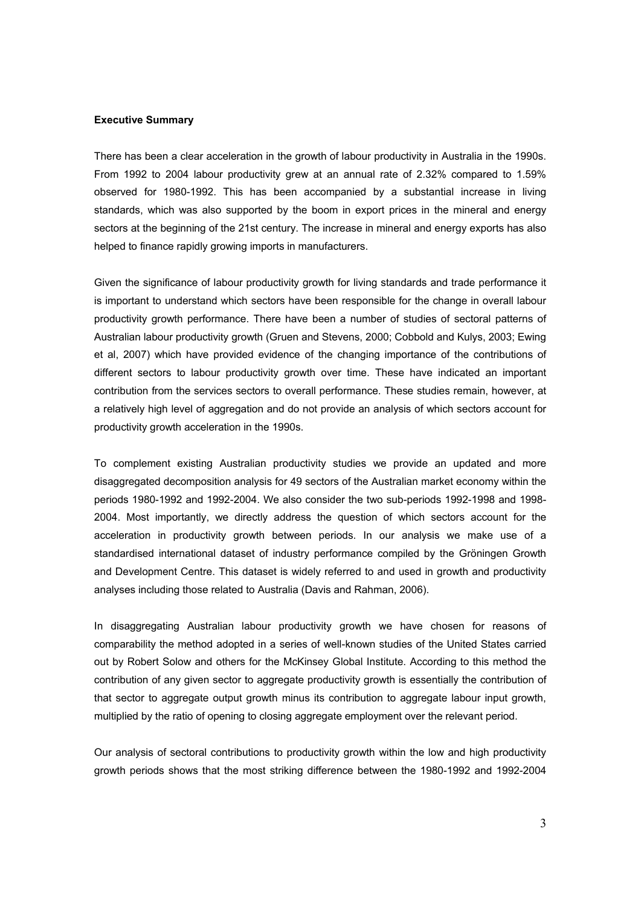**Executive Summary**

There has been a clear acceleration in the growth of labour productivity in Australia in the 1990s. From 1992 to 2004 labour productivity grew at an annual rate of 2.32% compared to 1.59% observed for 1980-1992. This has been accompanied by a substantial increase in living standards, which was also supported by the boom in export prices in the mineral and energy sectors at the beginning of the 21st century. The increase in mineral and energy exports has also helped to finance rapidly growing imports in manufacturers.

Given the significance of labour productivity growth for living standards and trade performance it is important to understand which sectors have been responsible for the change in overall labour productivity growth performance. There have been a number of studies of sectoral patterns of Australian labour productivity growth (Gruen and Stevens, 2000; Cobbold and Kulys, 2003; Ewing et al, 2007) which have provided evidence of the changing importance of the contributions of different sectors to labour productivity growth over time. These have indicated an important contribution from the services sectors to overall performance. These studies remain, however, at a relatively high level of aggregation and do not provide an analysis of which sectors account for productivity growth acceleration in the 1990s.

To complement existing Australian productivity studies we provide an updated and more disaggregated decomposition analysis for 49 sectors of the Australian market economy within the periods 1980-1992 and 1992-2004. We also consider the two sub-periods 1992-1998 and 1998-2004. Most importantly, we directly address the question of which sectors account for the acceleration in productivity growth between periods. In our analysis we make use of a standardised international dataset of industry performance compiled by the Gröningen Growth and Development Centre. This dataset is widely referred to and used in growth and productivity analyses including those related to Australia (Davis and Rahman, 2006).

In disaggregating Australian labour productivity growth we have chosen for reasons of comparability the method adopted in a series of well-known studies of the United States carried out by Robert Solow and others for the McKinsey Global Institute. According to this method the contribution of any given sector to aggregate productivity growth is essentially the contribution of that sector to aggregate output growth minus its contribution to aggregate labour input growth, multiplied by the ratio of opening to closing aggregate employment over the relevant period.

Our analysis of sectoral contributions to productivity growth within the low and high productivity growth periods shows that the most striking difference between the 1980-1992 and 1992-2004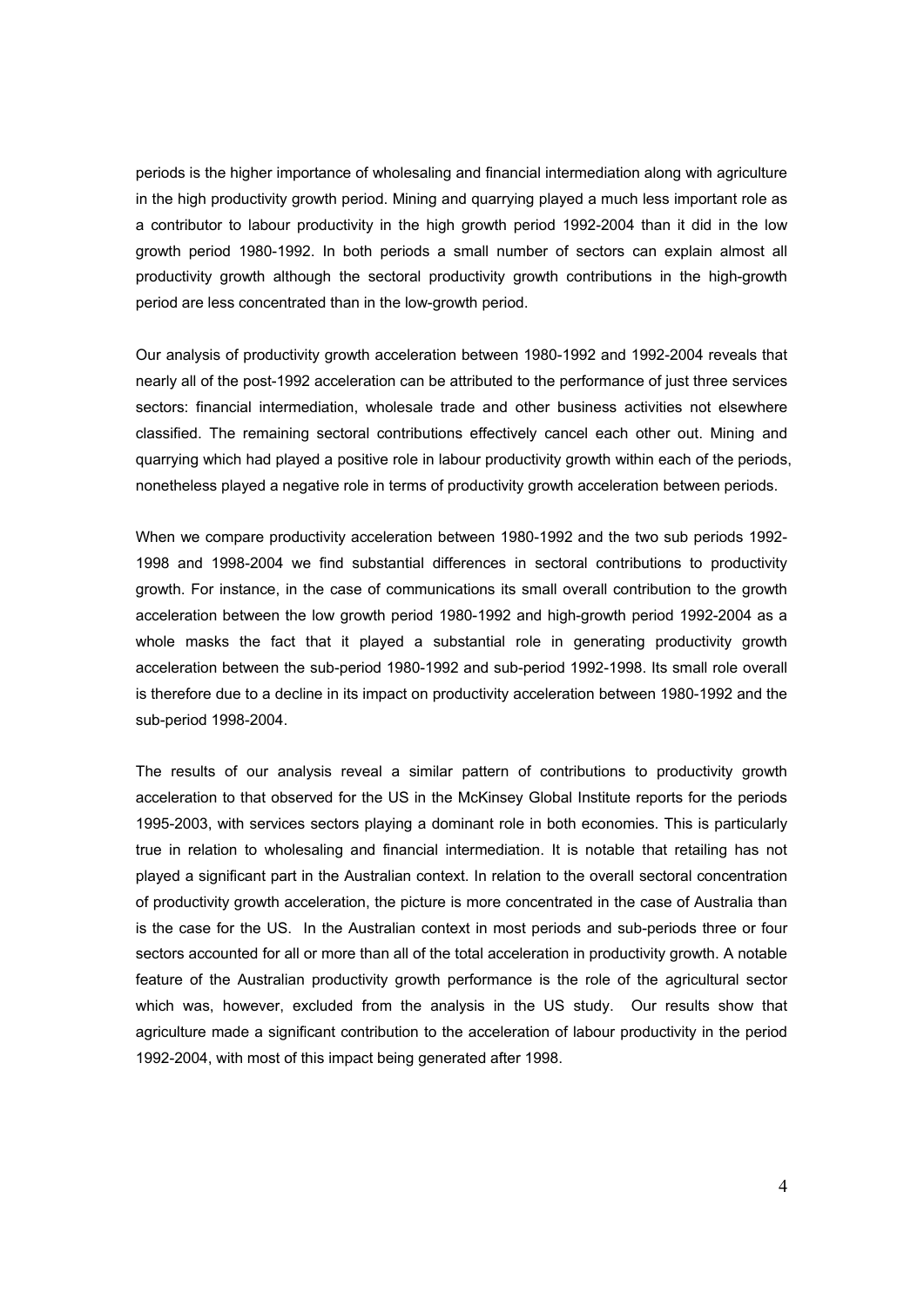periods is the higher importance of wholesaling and financial intermediation along with agriculture in the high productivity growth period. Mining and quarrying played a much less important role as a contributor to labour productivity in the high growth period 1992-2004 than it did in the low growth period 1980-1992. In both periods a small number of sectors can explain almost all productivity growth although the sectoral productivity growth contributions in the high-growth period are less concentrated than in the low-growth period.

Our analysis of productivity growth acceleration between 1980-1992 and 1992-2004 reveals that nearly all of the post-1992 acceleration can be attributed to the performance of just three services sectors: financial intermediation, wholesale trade and other business activities not elsewhere classified. The remaining sectoral contributions effectively cancel each other out. Mining and quarrying which had played a positive role in labour productivity growth within each of the periods, nonetheless played a negative role in terms of productivity growth acceleration between periods.

When we compare productivity acceleration between 1980-1992 and the two sub periods 1992-1998 and 1998-2004 we find substantial differences in sectoral contributions to productivity growth. For instance, in the case of communications its small overall contribution to the growth acceleration between the low growth period 1980-1992 and high-growth period 1992-2004 as a whole masks the fact that it played a substantial role in generating productivity growth acceleration between the sub-period 1980-1992 and sub-period 1992-1998. Its small role overall is therefore due to a decline in its impact on productivity acceleration between 1980-1992 and the sub-period 1998-2004.

The results of our analysis reveal a similar pattern of contributions to productivity growth acceleration to that observed for the US in the McKinsey Global Institute reports for the periods 1995-2003, with services sectors playing a dominant role in both economies. This is particularly true in relation to wholesaling and financial intermediation. It is notable that retailing has not played a significant part in the Australian context. In relation to the overall sectoral concentration of productivity growth acceleration, the picture is more concentrated in the case of Australia than is the case for the US. In the Australian context in most periods and sub-periods three or four sectors accounted for all or more than all of the total acceleration in productivity growth. A notable feature of the Australian productivity growth performance is the role of the agricultural sector which was, however, excluded from the analysis in the US study. Our results show that agriculture made a significant contribution to the acceleration of labour productivity in the period 1992-2004, with most of this impact being generated after 1998.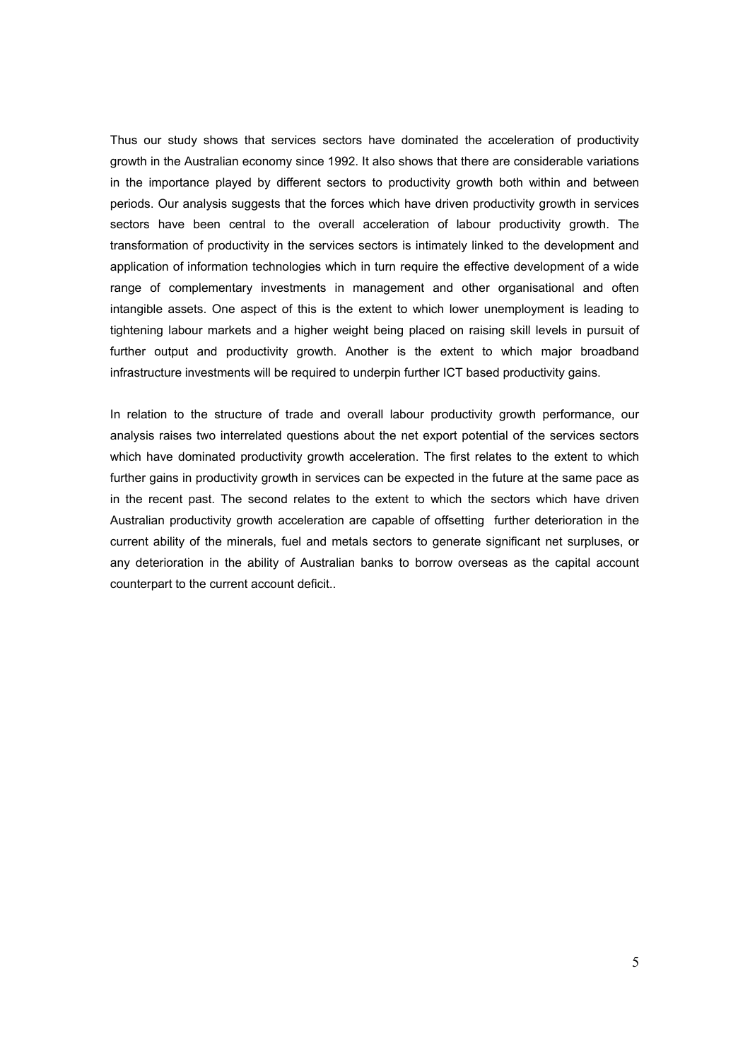Thus our study shows that services sectors have dominated the acceleration of productivity growth in the Australian economy since 1992. It also shows that there are considerable variations in the importance played by different sectors to productivity growth both within and between periods. Our analysis suggests that the forces which have driven productivity growth in services sectors have been central to the overall acceleration of labour productivity growth. The transformation of productivity in the services sectors is intimately linked to the development and application of information technologies which in turn require the effective development of a wide range of complementary investments in management and other organisational and often intangible assets. One aspect of this is the extent to which lower unemployment is leading to tightening labour markets and a higher weight being placed on raising skill levels in pursuit of further output and productivity growth. Another is the extent to which major broadband infrastructure investments will be required to underpin further ICT based productivity gains.

In relation to the structure of trade and overall labour productivity growth performance, our analysis raises two interrelated questions about the net export potential of the services sectors which have dominated productivity growth acceleration. The first relates to the extent to which further gains in productivity growth in services can be expected in the future at the same pace as in the recent past. The second relates to the extent to which the sectors which have driven Australian productivity growth acceleration are capable of offsetting further deterioration in the current ability of the minerals, fuel and metals sectors to generate significant net surpluses, or any deterioration in the ability of Australian banks to borrow overseas as the capital account counterpart to the current account deficit..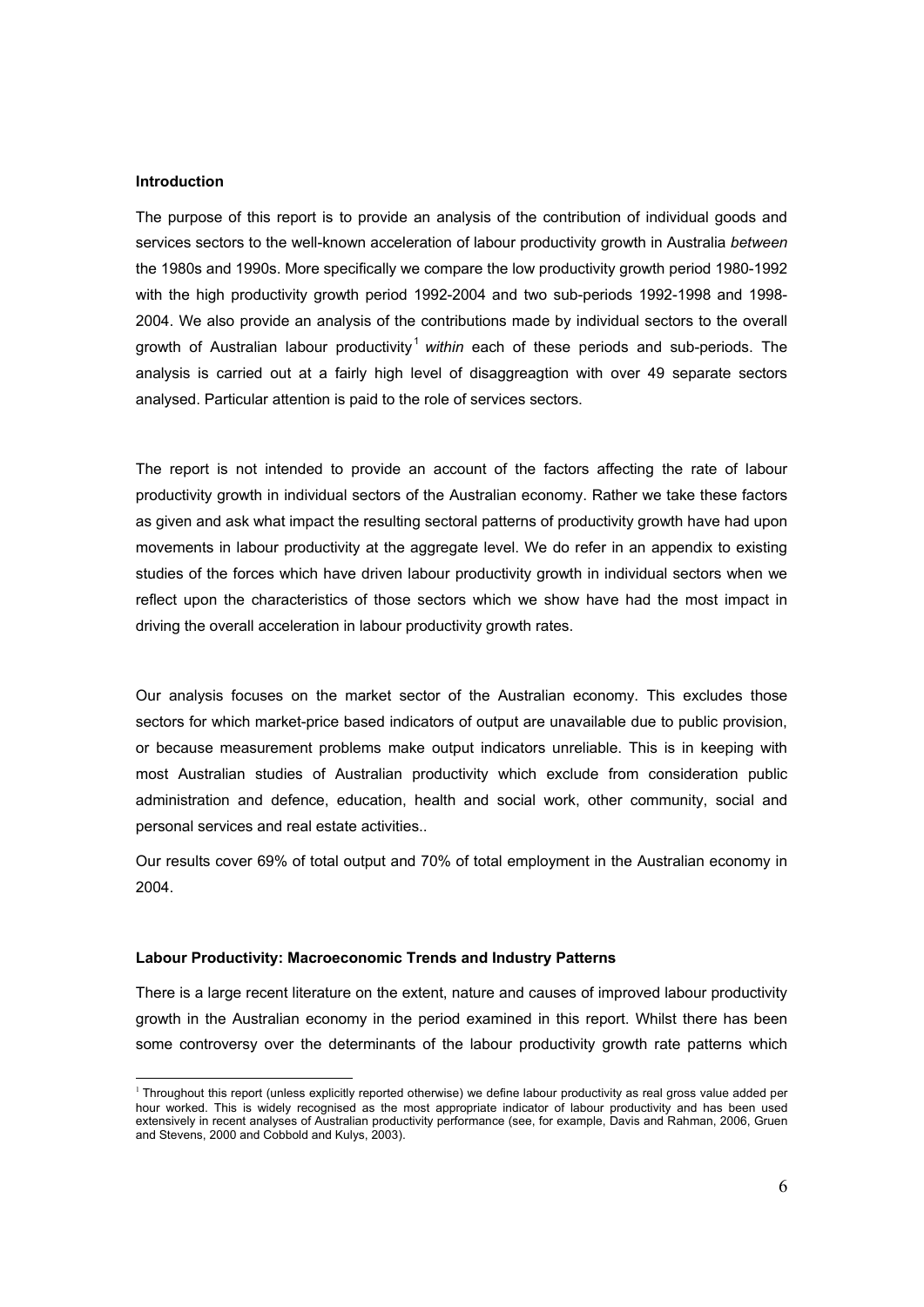**Introduction**

The purpose of this report is to provide an analysis of the contribution of individual goods and services sectors to the well-known acceleration of labour productivity growth in Australia *between* the 1980s and 1990s. More specifically we compare the low productivity growth period 1980-1992 with the high productivity growth period 1992-2004 and two sub-periods 1992-1998 and 1998-2004. We also provide an analysis of the contributions made by individual sectors to the overall growth of Australian labour productivity[1] *within* each of these periods and sub-periods. The analysis is carried out at a fairly high level of disaggreagtion with over 49 separate sectors analysed. Particular attention is paid to the role of services sectors.

The report is not intended to provide an account of the factors affecting the rate of labour productivity growth in individual sectors of the Australian economy. Rather we take these factors as given and ask what impact the resulting sectoral patterns of productivity growth have had upon movements in labour productivity at the aggregate level. We do refer in an appendix to existing studies of the forces which have driven labour productivity growth in individual sectors when we reflect upon the characteristics of those sectors which we show have had the most impact in driving the overall acceleration in labour productivity growth rates.

Our analysis focuses on the market sector of the Australian economy. This excludes those sectors for which market-price based indicators of output are unavailable due to public provision, or because measurement problems make output indicators unreliable. This is in keeping with most Australian studies of Australian productivity which exclude from consideration public administration and defence, education, health and social work, other community, social and personal services and real estate activities..

Our results cover 69% of total output and 70% of total employment in the Australian economy in 2004.

**Labour Productivity: Macroeconomic Trends and Industry Patterns**

There is a large recent literature on the extent, nature and causes of improved labour productivity growth in the Australian economy in the period examined in this report. Whilst there has been some controversy over the determinants of the labour productivity growth rate patterns which

[1] Throughout this report (unless explicitly reported otherwise) we define labour productivity as real gross value added per hour worked. This is widely recognised as the most appropriate indicator of labour productivity and has been used extensively in recent analyses of Australian productivity performance (see, for example, Davis and Rahman, 2006, Gruen and Stevens, 2000 and Cobbold and Kulys, 2003).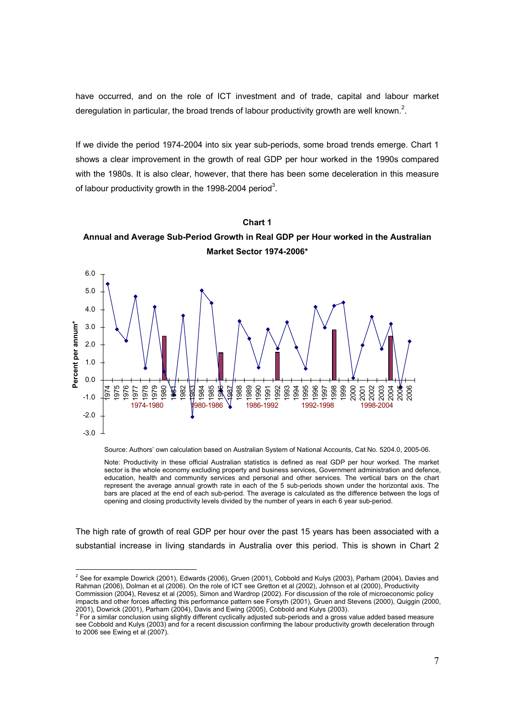have occurred, and on the role of ICT investment and of trade, capital and labour market deregulation in particular, the broad trends of labour productivity growth are well known.[2].

If we divide the period 1974-2004 into six year sub-periods, some broad trends emerge. Chart 1 shows a clear improvement in the growth of real GDP per hour worked in the 1990s compared with the 1980s. It is also clear, however, that there has been some deceleration in this measure of labour productivity growth in the 1998-2004 period[3].

**Chart 1**

**Annual and Average Sub-Period Growth in Real GDP per Hour worked in the Australian Market Sector 1974-2006***

Source: Authors' own calculation based on Australian System of National Accounts, Cat No. 5204.0, 2005-06.

Note: Productivity in these official Australian statistics is defined as real GDP per hour worked. The market sector is the whole economy excluding property and business services, Government administration and defence, education, health and community services and personal and other services. The vertical bars on the chart represent the average annual growth rate in each of the 5 sub-periods shown under the horizontal axis. The bars are placed at the end of each sub-period. The average is calculated as the difference between the logs of opening and closing productivity levels divided by the number of years in each 6 year sub-period.

The high rate of growth of real GDP per hour over the past 15 years has been associated with a substantial increase in living standards in Australia over this period. This is shown in Chart 2

---

[2] See for example Dowrick (2001), Edwards (2006), Gruen (2001), Cobbold and Kulys (2003), Parham (2004), Davies and Rahman (2006), Dolman et al (2006). On the role of ICT see Gretton et al (2002), Johnson et al (2000), Productivity Commission (2004), Revesz et al (2005), Simon and Wardrop (2002). For discussion of the role of microeconomic policy impacts and other forces affecting this performance pattern see Forsyth (2001), Gruen and Stevens (2000), Quiggin (2000, 2001), Dowrick (2001), Parham (2004), Davis and Ewing (2005), Cobbold and Kulys (2003).

[3] For a similar conclusion using slightly different cyclically adjusted sub-periods and a gross value added based measure see Cobbold and Kulys (2003) and for a recent discussion confirming the labour productivity growth deceleration through to 2006 see Ewing et al (2007).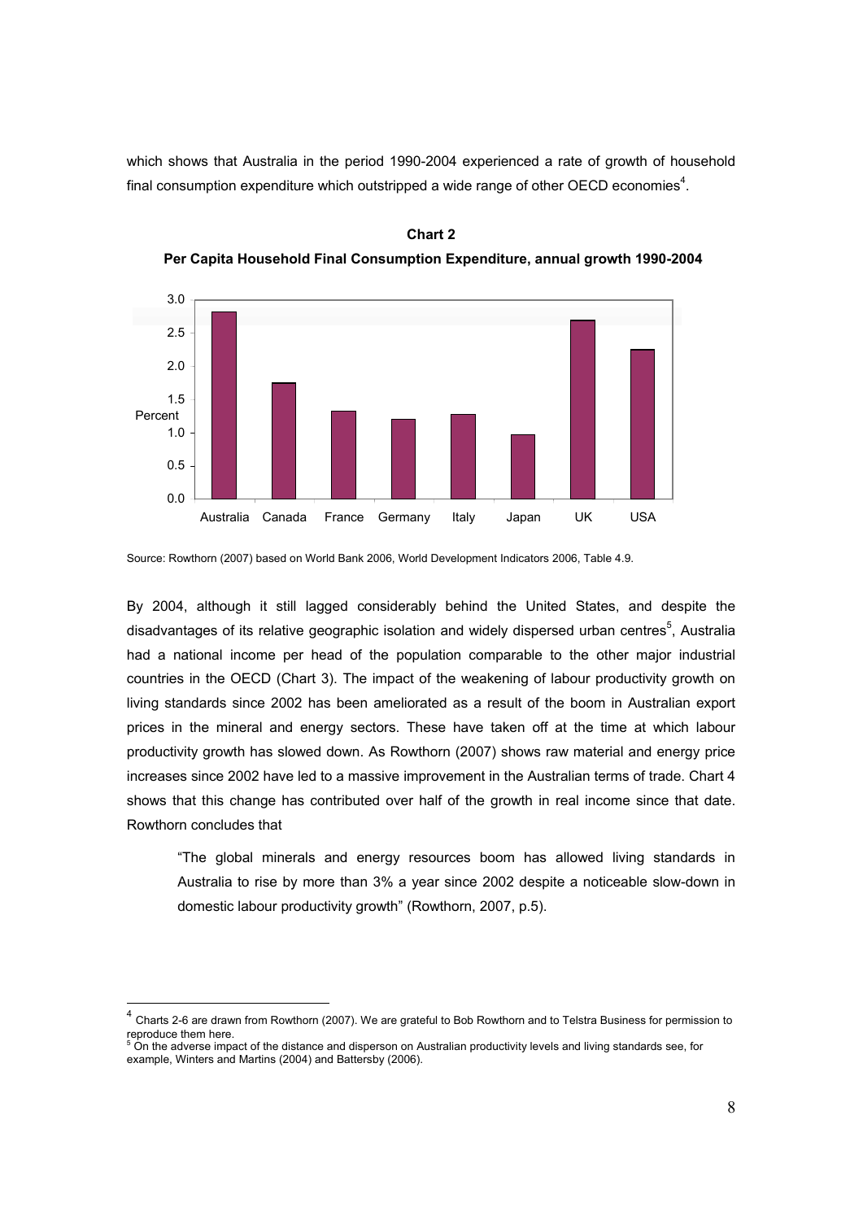which shows that Australia in the period 1990-2004 experienced a rate of growth of household final consumption expenditure which outstripped a wide range of other OECD economies[4].

**Chart 2**

**Per Capita Household Final Consumption Expenditure, annual growth 1990-2004**

Source: Rowthorn (2007) based on World Bank 2006, World Development Indicators 2006, Table 4.9.

By 2004, although it still lagged considerably behind the United States, and despite the disadvantages of its relative geographic isolation and widely dispersed urban centres[5], Australia had a national income per head of the population comparable to the other major industrial countries in the OECD (Chart 3). The impact of the weakening of labour productivity growth on living standards since 2002 has been ameliorated as a result of the boom in Australian export prices in the mineral and energy sectors. These have taken off at the time at which labour productivity growth has slowed down. As Rowthorn (2007) shows raw material and energy price increases since 2002 have led to a massive improvement in the Australian terms of trade. Chart 4 shows that this change has contributed over half of the growth in real income since that date. Rowthorn concludes that

> "The global minerals and energy resources boom has allowed living standards in Australia to rise by more than 3% a year since 2002 despite a noticeable slow-down in domestic labour productivity growth" (Rowthorn, 2007, p.5).

---

[4] Charts 2-6 are drawn from Rowthorn (2007). We are grateful to Bob Rowthorn and to Telstra Business for permission to reproduce them here.

[5] On the adverse impact of the distance and disperson on Australian productivity levels and living standards see, for example, Winters and Martins (2004) and Battersby (2006).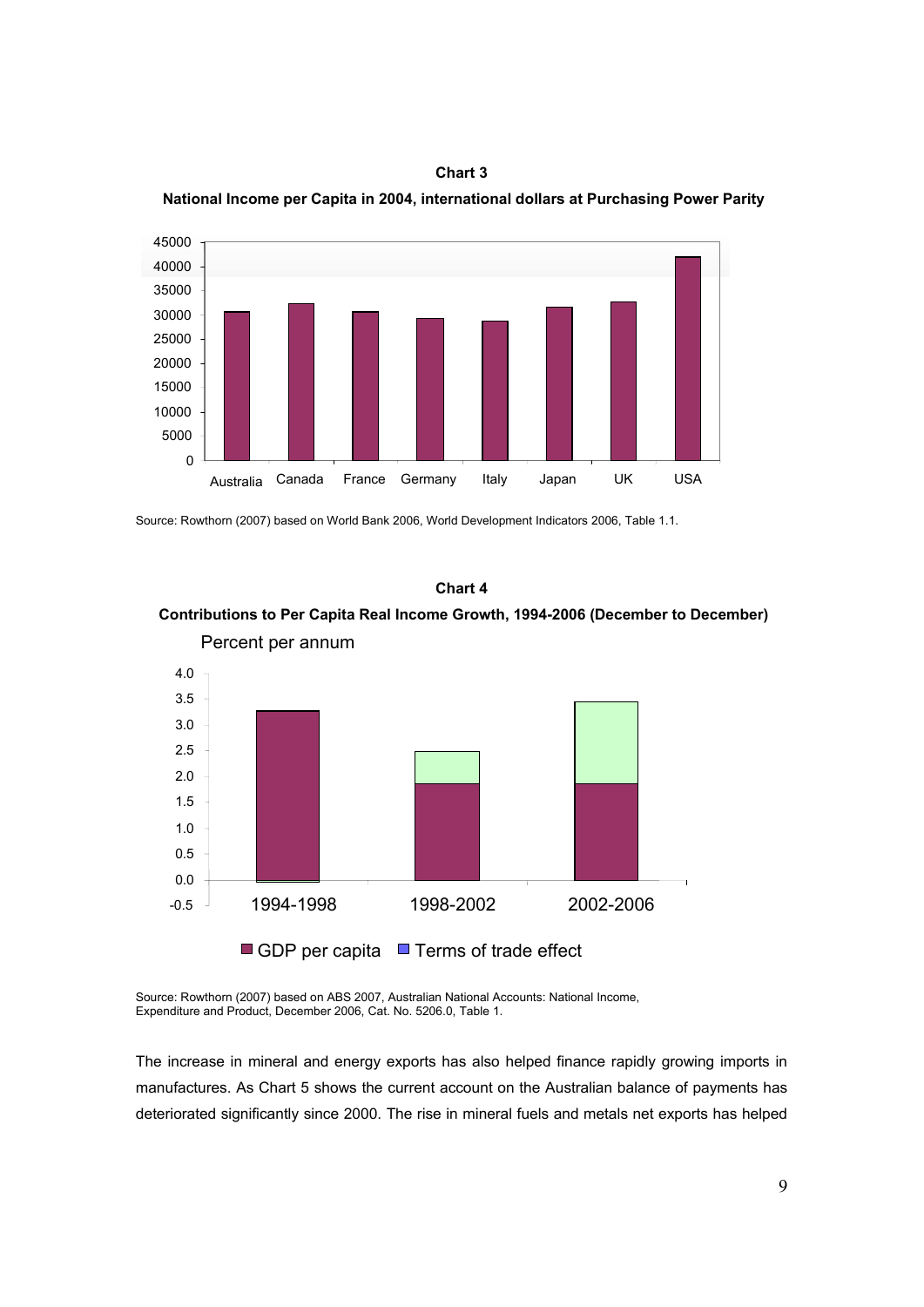**Chart 3**

**National Income per Capita in 2004, international dollars at Purchasing Power Parity**

Source: Rowthorn (2007) based on World Bank 2006, World Development Indicators 2006, Table 1.1.

**Chart 4**

**Contributions to Per Capita Real Income Growth, 1994-2006 (December to December)**

Source: Rowthorn (2007) based on ABS 2007, Australian National Accounts: National Income, Expenditure and Product, December 2006, Cat. No. 5206.0, Table 1.

The increase in mineral and energy exports has also helped finance rapidly growing imports in manufactures. As Chart 5 shows the current account on the Australian balance of payments has deteriorated significantly since 2000. The rise in mineral fuels and metals net exports has helped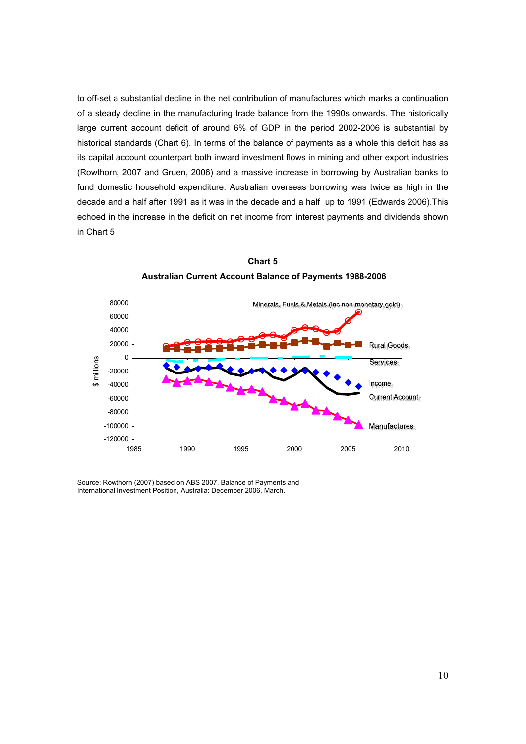to off-set a substantial decline in the net contribution of manufactures which marks a continuation of a steady decline in the manufacturing trade balance from the 1990s onwards. The historically large current account deficit of around 6% of GDP in the period 2002-2006 is substantial by historical standards (Chart 6). In terms of the balance of payments as a whole this deficit has as its capital account counterpart both inward investment flows in mining and other export industries (Rowthorn, 2007 and Gruen, 2006) and a massive increase in borrowing by Australian banks to fund domestic household expenditure. Australian overseas borrowing was twice as high in the decade and a half after 1991 as it was in the decade and a half up to 1991 (Edwards 2006).This echoed in the increase in the deficit on net income from interest payments and dividends shown in Chart 5

**Chart 5**

**Australian Current Account Balance of Payments 1988-2006**

Source: Rowthorn (2007) based on ABS 2007, Balance of Payments and International Investment Position, Australia: December 2006, March.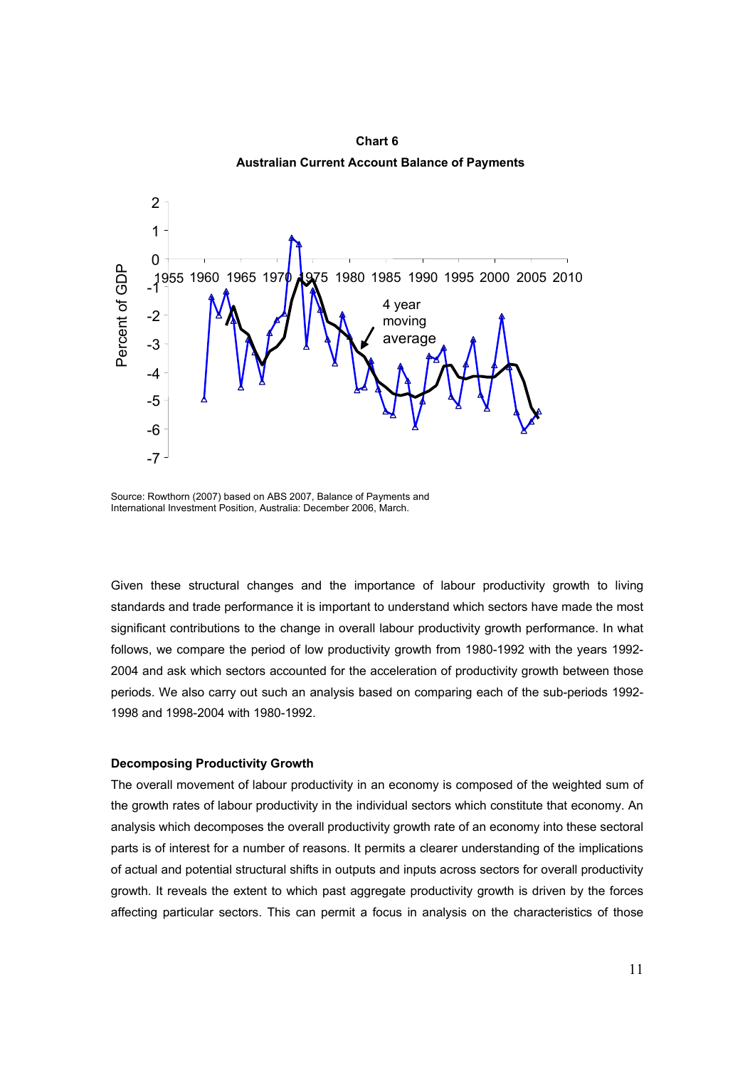**Chart 6**

**Australian Current Account Balance of Payments**

Source: Rowthorn (2007) based on ABS 2007, Balance of Payments and International Investment Position, Australia: December 2006, March.

Given these structural changes and the importance of labour productivity growth to living standards and trade performance it is important to understand which sectors have made the most significant contributions to the change in overall labour productivity growth performance. In what follows, we compare the period of low productivity growth from 1980-1992 with the years 1992-2004 and ask which sectors accounted for the acceleration of productivity growth between those periods. We also carry out such an analysis based on comparing each of the sub-periods 1992-1998 and 1998-2004 with 1980-1992.

**Decomposing Productivity Growth**

The overall movement of labour productivity in an economy is composed of the weighted sum of the growth rates of labour productivity in the individual sectors which constitute that economy. An analysis which decomposes the overall productivity growth rate of an economy into these sectoral parts is of interest for a number of reasons. It permits a clearer understanding of the implications of actual and potential structural shifts in outputs and inputs across sectors for overall productivity growth. It reveals the extent to which past aggregate productivity growth is driven by the forces affecting particular sectors. This can permit a focus in analysis on the characteristics of those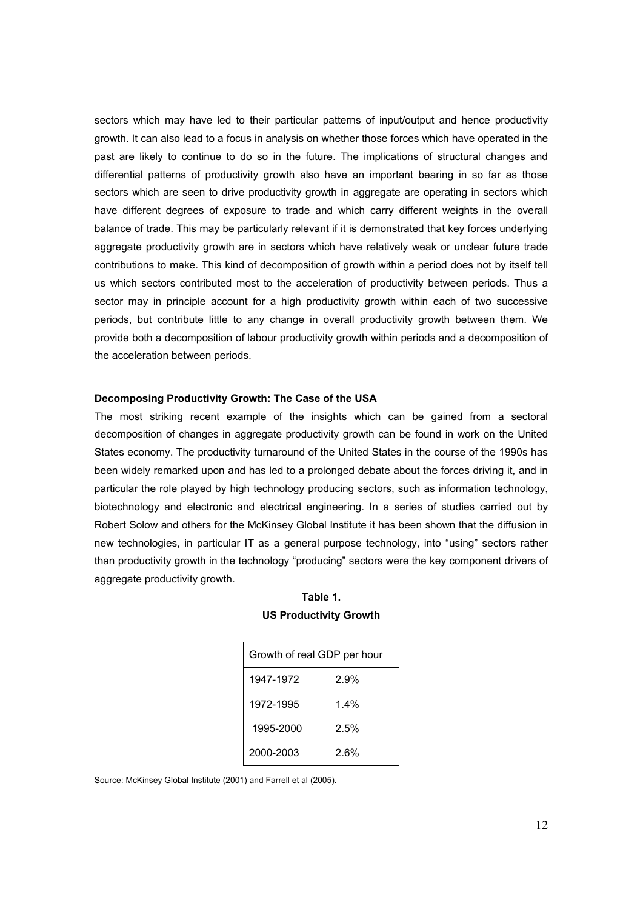sectors which may have led to their particular patterns of input/output and hence productivity growth. It can also lead to a focus in analysis on whether those forces which have operated in the past are likely to continue to do so in the future. The implications of structural changes and differential patterns of productivity growth also have an important bearing in so far as those sectors which are seen to drive productivity growth in aggregate are operating in sectors which have different degrees of exposure to trade and which carry different weights in the overall balance of trade. This may be particularly relevant if it is demonstrated that key forces underlying aggregate productivity growth are in sectors which have relatively weak or unclear future trade contributions to make. This kind of decomposition of growth within a period does not by itself tell us which sectors contributed most to the acceleration of productivity between periods. Thus a sector may in principle account for a high productivity growth within each of two successive periods, but contribute little to any change in overall productivity growth between them. We provide both a decomposition of labour productivity growth within periods and a decomposition of the acceleration between periods.

**Decomposing Productivity Growth: The Case of the USA**

The most striking recent example of the insights which can be gained from a sectoral decomposition of changes in aggregate productivity growth can be found in work on the United States economy. The productivity turnaround of the United States in the course of the 1990s has been widely remarked upon and has led to a prolonged debate about the forces driving it, and in particular the role played by high technology producing sectors, such as information technology, biotechnology and electronic and electrical engineering. In a series of studies carried out by Robert Solow and others for the McKinsey Global Institute it has been shown that the diffusion in new technologies, in particular IT as a general purpose technology, into "using" sectors rather than productivity growth in the technology "producing" sectors were the key component drivers of aggregate productivity growth.

**Table 1.**
**US Productivity Growth**

| Growth of real GDP per hour | |
|---|---|
| 1947-1972 | 2.9% |
| 1972-1995 | 1.4% |
| 1995-2000 | 2.5% |
| 2000-2003 | 2.6% |

Source: McKinsey Global Institute (2001) and Farrell et al (2005).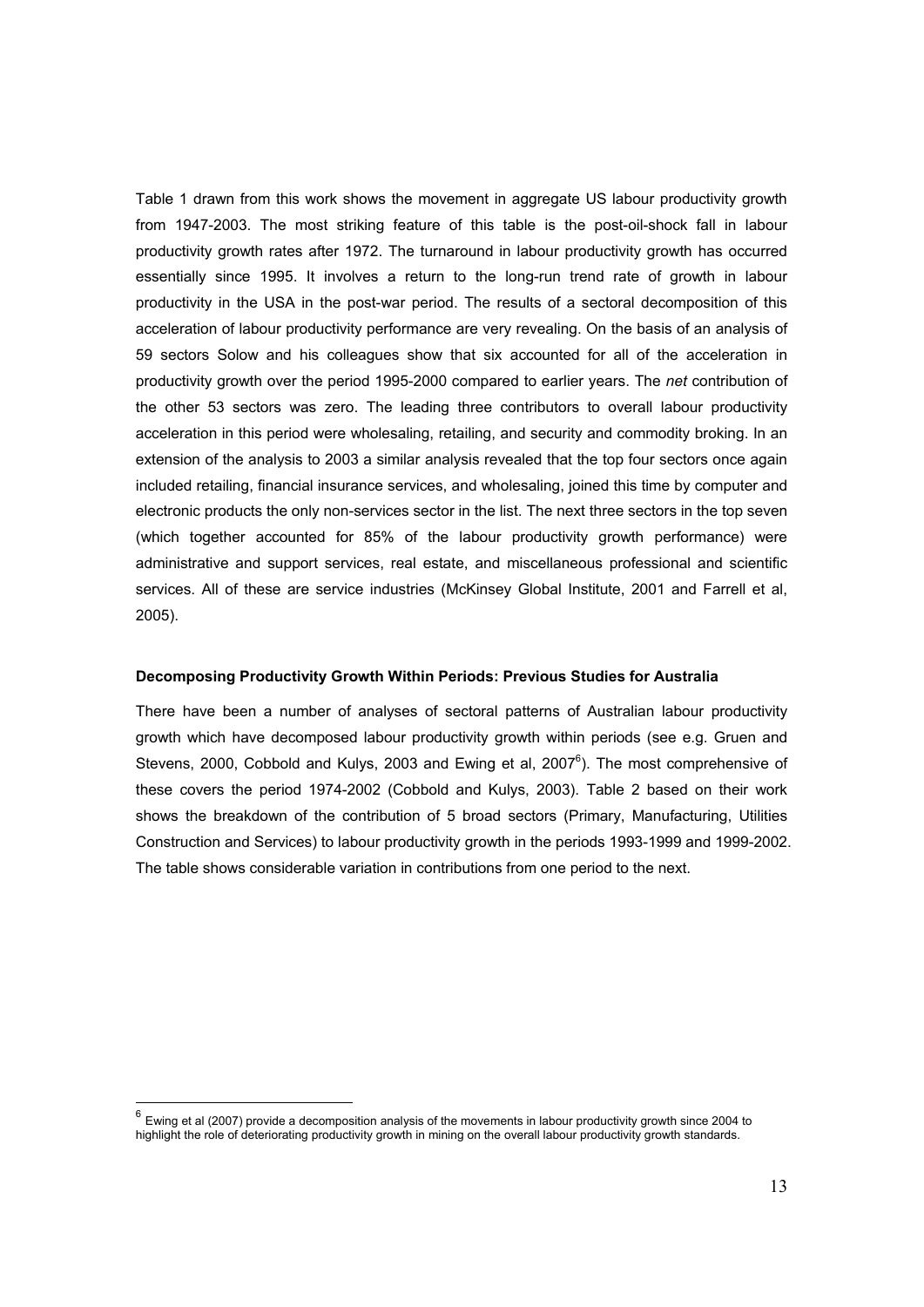Table 1 drawn from this work shows the movement in aggregate US labour productivity growth from 1947-2003. The most striking feature of this table is the post-oil-shock fall in labour productivity growth rates after 1972. The turnaround in labour productivity growth has occurred essentially since 1995. It involves a return to the long-run trend rate of growth in labour productivity in the USA in the post-war period. The results of a sectoral decomposition of this acceleration of labour productivity performance are very revealing. On the basis of an analysis of 59 sectors Solow and his colleagues show that six accounted for all of the acceleration in productivity growth over the period 1995-2000 compared to earlier years. The *net* contribution of the other 53 sectors was zero. The leading three contributors to overall labour productivity acceleration in this period were wholesaling, retailing, and security and commodity broking. In an extension of the analysis to 2003 a similar analysis revealed that the top four sectors once again included retailing, financial insurance services, and wholesaling, joined this time by computer and electronic products the only non-services sector in the list. The next three sectors in the top seven (which together accounted for 85% of the labour productivity growth performance) were administrative and support services, real estate, and miscellaneous professional and scientific services. All of these are service industries (McKinsey Global Institute, 2001 and Farrell et al, 2005).

**Decomposing Productivity Growth Within Periods: Previous Studies for Australia**

There have been a number of analyses of sectoral patterns of Australian labour productivity growth which have decomposed labour productivity growth within periods (see e.g. Gruen and Stevens, 2000, Cobbold and Kulys, 2003 and Ewing et al, 2007[6]). The most comprehensive of these covers the period 1974-2002 (Cobbold and Kulys, 2003). Table 2 based on their work shows the breakdown of the contribution of 5 broad sectors (Primary, Manufacturing, Utilities Construction and Services) to labour productivity growth in the periods 1993-1999 and 1999-2002. The table shows considerable variation in contributions from one period to the next.

[6] Ewing et al (2007) provide a decomposition analysis of the movements in labour productivity growth since 2004 to highlight the role of deteriorating productivity growth in mining on the overall labour productivity growth standards.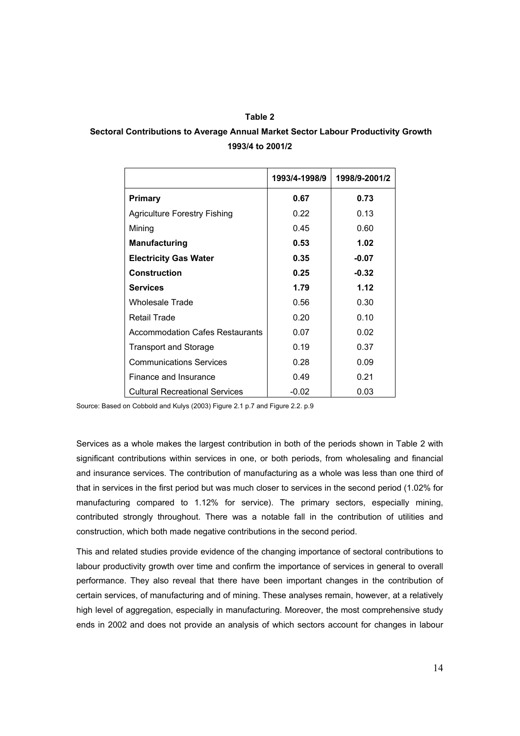**Table 2**

**Sectoral Contributions to Average Annual Market Sector Labour Productivity Growth 1993/4 to 2001/2**

| | **1993/4-1998/9** | **1998/9-2001/2** |
|---|---|---|
| **Primary** | **0.67** | **0.73** |
| Agriculture Forestry Fishing | 0.22 | 0.13 |
| Mining | 0.45 | 0.60 |
| **Manufacturing** | **0.53** | **1.02** |
| **Electricity Gas Water** | **0.35** | **-0.07** |
| **Construction** | **0.25** | **-0.32** |
| **Services** | **1.79** | **1.12** |
| Wholesale Trade | 0.56 | 0.30 |
| Retail Trade | 0.20 | 0.10 |
| Accommodation Cafes Restaurants | 0.07 | 0.02 |
| Transport and Storage | 0.19 | 0.37 |
| Communications Services | 0.28 | 0.09 |
| Finance and Insurance | 0.49 | 0.21 |
| Cultural Recreational Services | -0.02 | 0.03 |

Source: Based on Cobbold and Kulys (2003) Figure 2.1 p.7 and Figure 2.2. p.9

Services as a whole makes the largest contribution in both of the periods shown in Table 2 with significant contributions within services in one, or both periods, from wholesaling and financial and insurance services. The contribution of manufacturing as a whole was less than one third of that in services in the first period but was much closer to services in the second period (1.02% for manufacturing compared to 1.12% for service). The primary sectors, especially mining, contributed strongly throughout. There was a notable fall in the contribution of utilities and construction, which both made negative contributions in the second period.

This and related studies provide evidence of the changing importance of sectoral contributions to labour productivity growth over time and confirm the importance of services in general to overall performance. They also reveal that there have been important changes in the contribution of certain services, of manufacturing and of mining. These analyses remain, however, at a relatively high level of aggregation, especially in manufacturing. Moreover, the most comprehensive study ends in 2002 and does not provide an analysis of which sectors account for changes in labour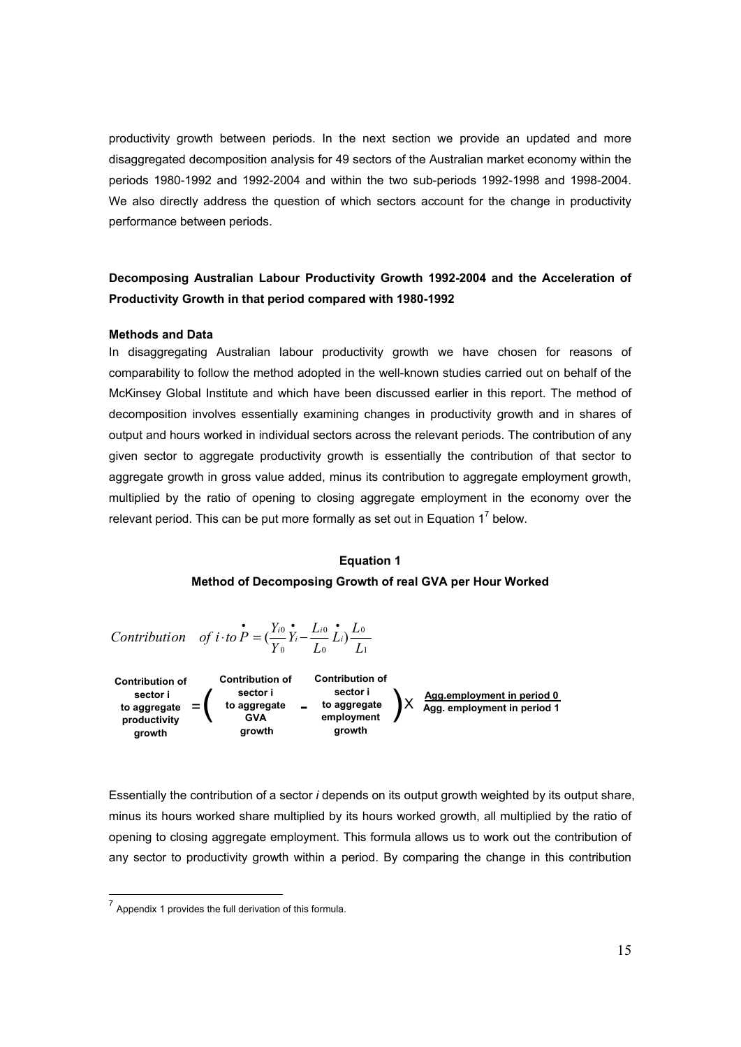productivity growth between periods. In the next section we provide an updated and more disaggregated decomposition analysis for 49 sectors of the Australian market economy within the periods 1980-1992 and 1992-2004 and within the two sub-periods 1992-1998 and 1998-2004. We also directly address the question of which sectors account for the change in productivity performance between periods.

## Decomposing Australian Labour Productivity Growth 1992-2004 and the Acceleration of Productivity Growth in that period compared with 1980-1992

### Methods and Data

In disaggregating Australian labour productivity growth we have chosen for reasons of comparability to follow the method adopted in the well-known studies carried out on behalf of the McKinsey Global Institute and which have been discussed earlier in this report. The method of decomposition involves essentially examining changes in productivity growth and in shares of output and hours worked in individual sectors across the relevant periods. The contribution of any given sector to aggregate productivity growth is essentially the contribution of that sector to aggregate growth in gross value added, minus its contribution to aggregate employment growth, multiplied by the ratio of opening to closing aggregate employment in the economy over the relevant period. This can be put more formally as set out in Equation 1[7] below.

**Equation 1**

**Method of Decomposing Growth of real GVA per Hour Worked**

$$Contribution \quad of \; i \cdot to \; \dot{P} = \left(\frac{Y_{i0}}{Y_0}\dot{Y}_i - \frac{L_{i0}}{L_0}\dot{L}_i\right)\frac{L_0}{L_1}$$

**Contribution of sector i to aggregate productivity growth** = ( **Contribution of sector i to aggregate GVA growth** - **Contribution of sector i to aggregate employment growth** ) X **Agg.employment in period 0 / Agg. employment in period 1**

Essentially the contribution of a sector *i* depends on its output growth weighted by its output share, minus its hours worked share multiplied by its hours worked growth, all multiplied by the ratio of opening to closing aggregate employment. This formula allows us to work out the contribution of any sector to productivity growth within a period. By comparing the change in this contribution

[7] Appendix 1 provides the full derivation of this formula.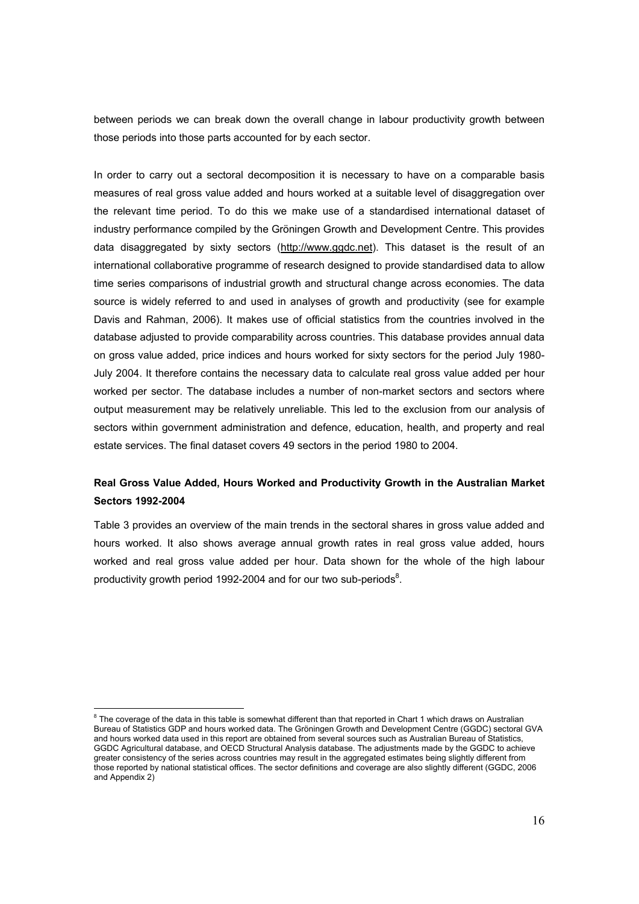between periods we can break down the overall change in labour productivity growth between those periods into those parts accounted for by each sector.

In order to carry out a sectoral decomposition it is necessary to have on a comparable basis measures of real gross value added and hours worked at a suitable level of disaggregation over the relevant time period. To do this we make use of a standardised international dataset of industry performance compiled by the Gröningen Growth and Development Centre. This provides data disaggregated by sixty sectors (http://www.ggdc.net). This dataset is the result of an international collaborative programme of research designed to provide standardised data to allow time series comparisons of industrial growth and structural change across economies. The data source is widely referred to and used in analyses of growth and productivity (see for example Davis and Rahman, 2006). It makes use of official statistics from the countries involved in the database adjusted to provide comparability across countries. This database provides annual data on gross value added, price indices and hours worked for sixty sectors for the period July 1980-July 2004. It therefore contains the necessary data to calculate real gross value added per hour worked per sector. The database includes a number of non-market sectors and sectors where output measurement may be relatively unreliable. This led to the exclusion from our analysis of sectors within government administration and defence, education, health, and property and real estate services. The final dataset covers 49 sectors in the period 1980 to 2004.

### Real Gross Value Added, Hours Worked and Productivity Growth in the Australian Market Sectors 1992-2004

Table 3 provides an overview of the main trends in the sectoral shares in gross value added and hours worked. It also shows average annual growth rates in real gross value added, hours worked and real gross value added per hour. Data shown for the whole of the high labour productivity growth period 1992-2004 and for our two sub-periods[8].

---

[8] The coverage of the data in this table is somewhat different than that reported in Chart 1 which draws on Australian Bureau of Statistics GDP and hours worked data. The Gröningen Growth and Development Centre (GGDC) sectoral GVA and hours worked data used in this report are obtained from several sources such as Australian Bureau of Statistics, GGDC Agricultural database, and OECD Structural Analysis database. The adjustments made by the GGDC to achieve greater consistency of the series across countries may result in the aggregated estimates being slightly different from those reported by national statistical offices. The sector definitions and coverage are also slightly different (GGDC, 2006 and Appendix 2)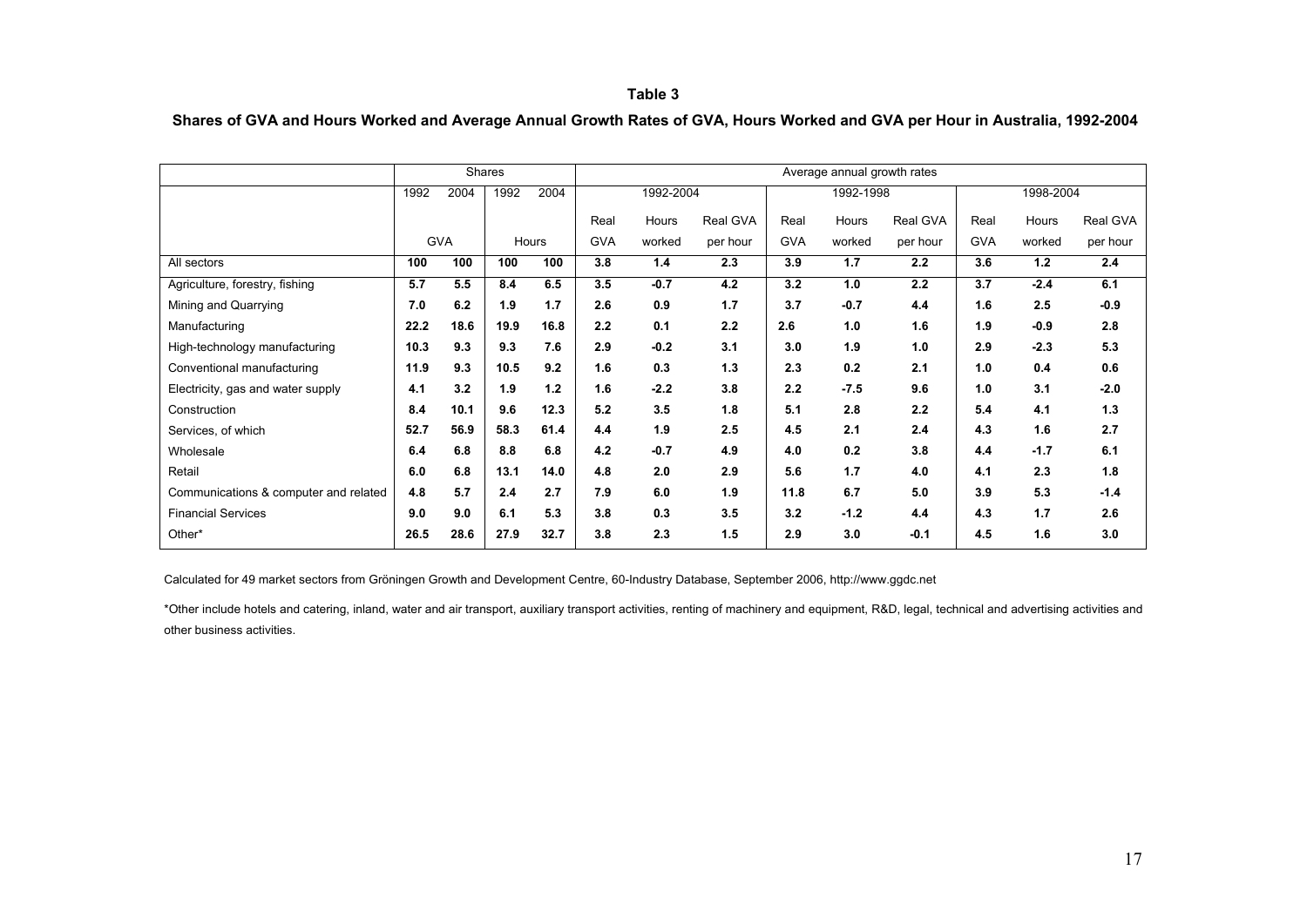**Table 3**

**Shares of GVA and Hours Worked and Average Annual Growth Rates of GVA, Hours Worked and GVA per Hour in Australia, 1992-2004**

| | Shares | | | | Average annual growth rates | | | | | | | | |
|---|---|---|---|---|---|---|---|---|---|---|---|---|---|
| | 1992 | 2004 | 1992 | 2004 | 1992-2004 | | | 1992-1998 | | | 1998-2004 | | |
| | GVA | | Hours | | Real GVA | Hours worked | Real GVA per hour | Real GVA | Hours worked | Real GVA per hour | Real GVA | Hours worked | Real GVA per hour |
| All sectors | **100** | **100** | **100** | **100** | **3.8** | **1.4** | **2.3** | **3.9** | **1.7** | **2.2** | **3.6** | **1.2** | **2.4** |
| Agriculture, forestry, fishing | **5.7** | **5.5** | **8.4** | **6.5** | **3.5** | **-0.7** | **4.2** | **3.2** | **1.0** | **2.2** | **3.7** | **-2.4** | **6.1** |
| Mining and Quarrying | **7.0** | **6.2** | **1.9** | **1.7** | **2.6** | **0.9** | **1.7** | **3.7** | **-0.7** | **4.4** | **1.6** | **2.5** | **-0.9** |
| Manufacturing | **22.2** | **18.6** | **19.9** | **16.8** | **2.2** | **0.1** | **2.2** | **2.6** | **1.0** | **1.6** | **1.9** | **-0.9** | **2.8** |
| High-technology manufacturing | **10.3** | **9.3** | **9.3** | **7.6** | **2.9** | **-0.2** | **3.1** | **3.0** | **1.9** | **1.0** | **2.9** | **-2.3** | **5.3** |
| Conventional manufacturing | **11.9** | **9.3** | **10.5** | **9.2** | **1.6** | **0.3** | **1.3** | **2.3** | **0.2** | **2.1** | **1.0** | **0.4** | **0.6** |
| Electricity, gas and water supply | **4.1** | **3.2** | **1.9** | **1.2** | **1.6** | **-2.2** | **3.8** | **2.2** | **-7.5** | **9.6** | **1.0** | **3.1** | **-2.0** |
| Construction | **8.4** | **10.1** | **9.6** | **12.3** | **5.2** | **3.5** | **1.8** | **5.1** | **2.8** | **2.2** | **5.4** | **4.1** | **1.3** |
| Services, of which | **52.7** | **56.9** | **58.3** | **61.4** | **4.4** | **1.9** | **2.5** | **4.5** | **2.1** | **2.4** | **4.3** | **1.6** | **2.7** |
| Wholesale | **6.4** | **6.8** | **8.8** | **6.8** | **4.2** | **-0.7** | **4.9** | **4.0** | **0.2** | **3.8** | **4.4** | **-1.7** | **6.1** |
| Retail | **6.0** | **6.8** | **13.1** | **14.0** | **4.8** | **2.0** | **2.9** | **5.6** | **1.7** | **4.0** | **4.1** | **2.3** | **1.8** |
| Communications & computer and related | **4.8** | **5.7** | **2.4** | **2.7** | **7.9** | **6.0** | **1.9** | **11.8** | **6.7** | **5.0** | **3.9** | **5.3** | **-1.4** |
| Financial Services | **9.0** | **9.0** | **6.1** | **5.3** | **3.8** | **0.3** | **3.5** | **3.2** | **-1.2** | **4.4** | **4.3** | **1.7** | **2.6** |
| Other* | **26.5** | **28.6** | **27.9** | **32.7** | **3.8** | **2.3** | **1.5** | **2.9** | **3.0** | **-0.1** | **4.5** | **1.6** | **3.0** |

Calculated for 49 market sectors from Gröningen Growth and Development Centre, 60-Industry Database, September 2006, http://www.ggdc.net

*Other include hotels and catering, inland, water and air transport, auxiliary transport activities, renting of machinery and equipment, R&D, legal, technical and advertising activities and other business activities.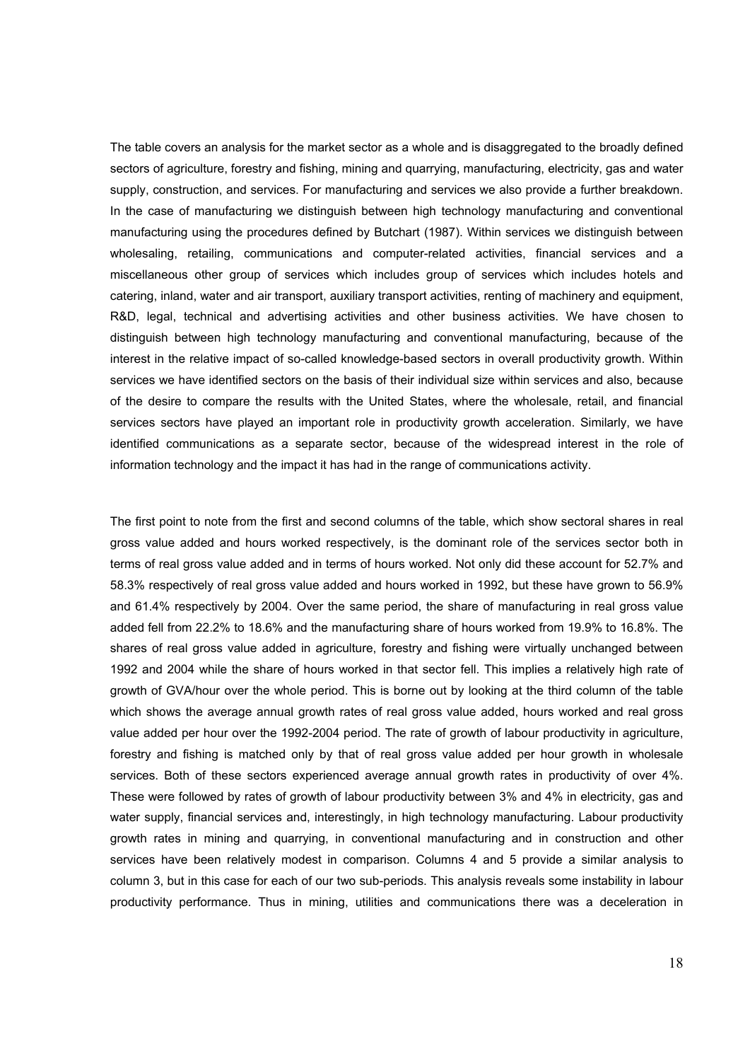The table covers an analysis for the market sector as a whole and is disaggregated to the broadly defined sectors of agriculture, forestry and fishing, mining and quarrying, manufacturing, electricity, gas and water supply, construction, and services. For manufacturing and services we also provide a further breakdown. In the case of manufacturing we distinguish between high technology manufacturing and conventional manufacturing using the procedures defined by Butchart (1987). Within services we distinguish between wholesaling, retailing, communications and computer-related activities, financial services and a miscellaneous other group of services which includes group of services which includes hotels and catering, inland, water and air transport, auxiliary transport activities, renting of machinery and equipment, R&D, legal, technical and advertising activities and other business activities. We have chosen to distinguish between high technology manufacturing and conventional manufacturing, because of the interest in the relative impact of so-called knowledge-based sectors in overall productivity growth. Within services we have identified sectors on the basis of their individual size within services and also, because of the desire to compare the results with the United States, where the wholesale, retail, and financial services sectors have played an important role in productivity growth acceleration. Similarly, we have identified communications as a separate sector, because of the widespread interest in the role of information technology and the impact it has had in the range of communications activity.

The first point to note from the first and second columns of the table, which show sectoral shares in real gross value added and hours worked respectively, is the dominant role of the services sector both in terms of real gross value added and in terms of hours worked. Not only did these account for 52.7% and 58.3% respectively of real gross value added and hours worked in 1992, but these have grown to 56.9% and 61.4% respectively by 2004. Over the same period, the share of manufacturing in real gross value added fell from 22.2% to 18.6% and the manufacturing share of hours worked from 19.9% to 16.8%. The shares of real gross value added in agriculture, forestry and fishing were virtually unchanged between 1992 and 2004 while the share of hours worked in that sector fell. This implies a relatively high rate of growth of GVA/hour over the whole period. This is borne out by looking at the third column of the table which shows the average annual growth rates of real gross value added, hours worked and real gross value added per hour over the 1992-2004 period. The rate of growth of labour productivity in agriculture, forestry and fishing is matched only by that of real gross value added per hour growth in wholesale services. Both of these sectors experienced average annual growth rates in productivity of over 4%. These were followed by rates of growth of labour productivity between 3% and 4% in electricity, gas and water supply, financial services and, interestingly, in high technology manufacturing. Labour productivity growth rates in mining and quarrying, in conventional manufacturing and in construction and other services have been relatively modest in comparison. Columns 4 and 5 provide a similar analysis to column 3, but in this case for each of our two sub-periods. This analysis reveals some instability in labour productivity performance. Thus in mining, utilities and communications there was a deceleration in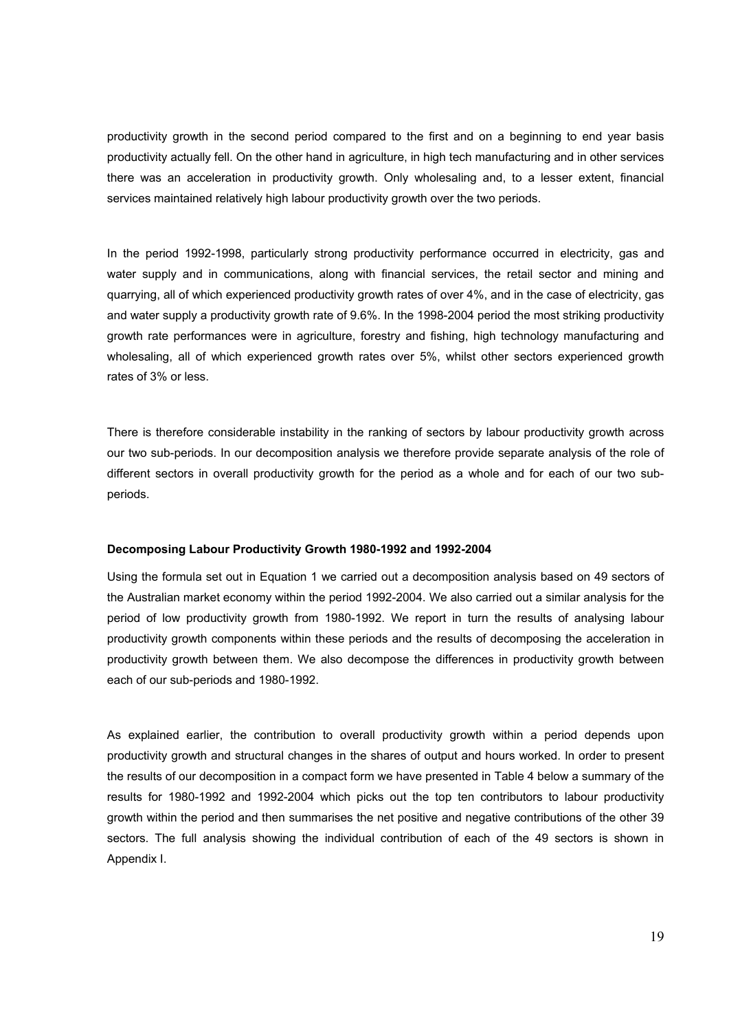productivity growth in the second period compared to the first and on a beginning to end year basis productivity actually fell. On the other hand in agriculture, in high tech manufacturing and in other services there was an acceleration in productivity growth. Only wholesaling and, to a lesser extent, financial services maintained relatively high labour productivity growth over the two periods.

In the period 1992-1998, particularly strong productivity performance occurred in electricity, gas and water supply and in communications, along with financial services, the retail sector and mining and quarrying, all of which experienced productivity growth rates of over 4%, and in the case of electricity, gas and water supply a productivity growth rate of 9.6%. In the 1998-2004 period the most striking productivity growth rate performances were in agriculture, forestry and fishing, high technology manufacturing and wholesaling, all of which experienced growth rates over 5%, whilst other sectors experienced growth rates of 3% or less.

There is therefore considerable instability in the ranking of sectors by labour productivity growth across our two sub-periods. In our decomposition analysis we therefore provide separate analysis of the role of different sectors in overall productivity growth for the period as a whole and for each of our two sub-periods.

**Decomposing Labour Productivity Growth 1980-1992 and 1992-2004**

Using the formula set out in Equation 1 we carried out a decomposition analysis based on 49 sectors of the Australian market economy within the period 1992-2004. We also carried out a similar analysis for the period of low productivity growth from 1980-1992. We report in turn the results of analysing labour productivity growth components within these periods and the results of decomposing the acceleration in productivity growth between them. We also decompose the differences in productivity growth between each of our sub-periods and 1980-1992.

As explained earlier, the contribution to overall productivity growth within a period depends upon productivity growth and structural changes in the shares of output and hours worked. In order to present the results of our decomposition in a compact form we have presented in Table 4 below a summary of the results for 1980-1992 and 1992-2004 which picks out the top ten contributors to labour productivity growth within the period and then summarises the net positive and negative contributions of the other 39 sectors. The full analysis showing the individual contribution of each of the 49 sectors is shown in Appendix I.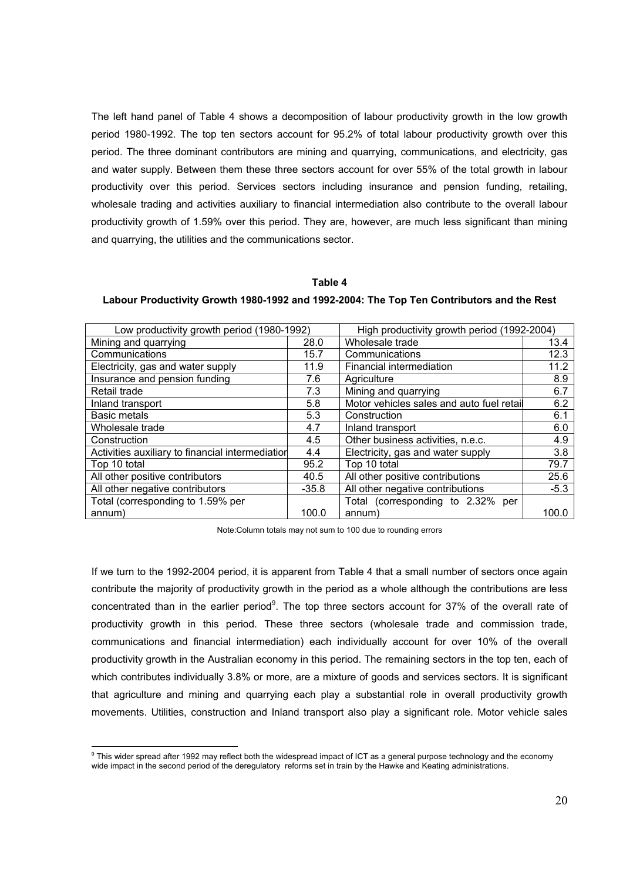The left hand panel of Table 4 shows a decomposition of labour productivity growth in the low growth period 1980-1992. The top ten sectors account for 95.2% of total labour productivity growth over this period. The three dominant contributors are mining and quarrying, communications, and electricity, gas and water supply. Between them these three sectors account for over 55% of the total growth in labour productivity over this period. Services sectors including insurance and pension funding, retailing, wholesale trading and activities auxiliary to financial intermediation also contribute to the overall labour productivity growth of 1.59% over this period. They are, however, are much less significant than mining and quarrying, the utilities and the communications sector.

**Table 4**

**Labour Productivity Growth 1980-1992 and 1992-2004: The Top Ten Contributors and the Rest**

| Low productivity growth period (1980-1992) | | High productivity growth period (1992-2004) | |
|---|---|---|---|
| Mining and quarrying | 28.0 | Wholesale trade | 13.4 |
| Communications | 15.7 | Communications | 12.3 |
| Electricity, gas and water supply | 11.9 | Financial intermediation | 11.2 |
| Insurance and pension funding | 7.6 | Agriculture | 8.9 |
| Retail trade | 7.3 | Mining and quarrying | 6.7 |
| Inland transport | 5.8 | Motor vehicles sales and auto fuel retail | 6.2 |
| Basic metals | 5.3 | Construction | 6.1 |
| Wholesale trade | 4.7 | Inland transport | 6.0 |
| Construction | 4.5 | Other business activities, n.e.c. | 4.9 |
| Activities auxiliary to financial intermediation | 4.4 | Electricity, gas and water supply | 3.8 |
| Top 10 total | 95.2 | Top 10 total | 79.7 |
| All other positive contributors | 40.5 | All other positive contributions | 25.6 |
| All other negative contributors | -35.8 | All other negative contributions | -5.3 |
| Total (corresponding to 1.59% per annum) | 100.0 | Total (corresponding to 2.32% per annum) | 100.0 |

Note:Column totals may not sum to 100 due to rounding errors

If we turn to the 1992-2004 period, it is apparent from Table 4 that a small number of sectors once again contribute the majority of productivity growth in the period as a whole although the contributions are less concentrated than in the earlier period[9]. The top three sectors account for 37% of the overall rate of productivity growth in this period. These three sectors (wholesale trade and commission trade, communications and financial intermediation) each individually account for over 10% of the overall productivity growth in the Australian economy in this period. The remaining sectors in the top ten, each of which contributes individually 3.8% or more, are a mixture of goods and services sectors. It is significant that agriculture and mining and quarrying each play a substantial role in overall productivity growth movements. Utilities, construction and Inland transport also play a significant role. Motor vehicle sales

[9] This wider spread after 1992 may reflect both the widespread impact of ICT as a general purpose technology and the economy wide impact in the second period of the deregulatory reforms set in train by the Hawke and Keating administrations.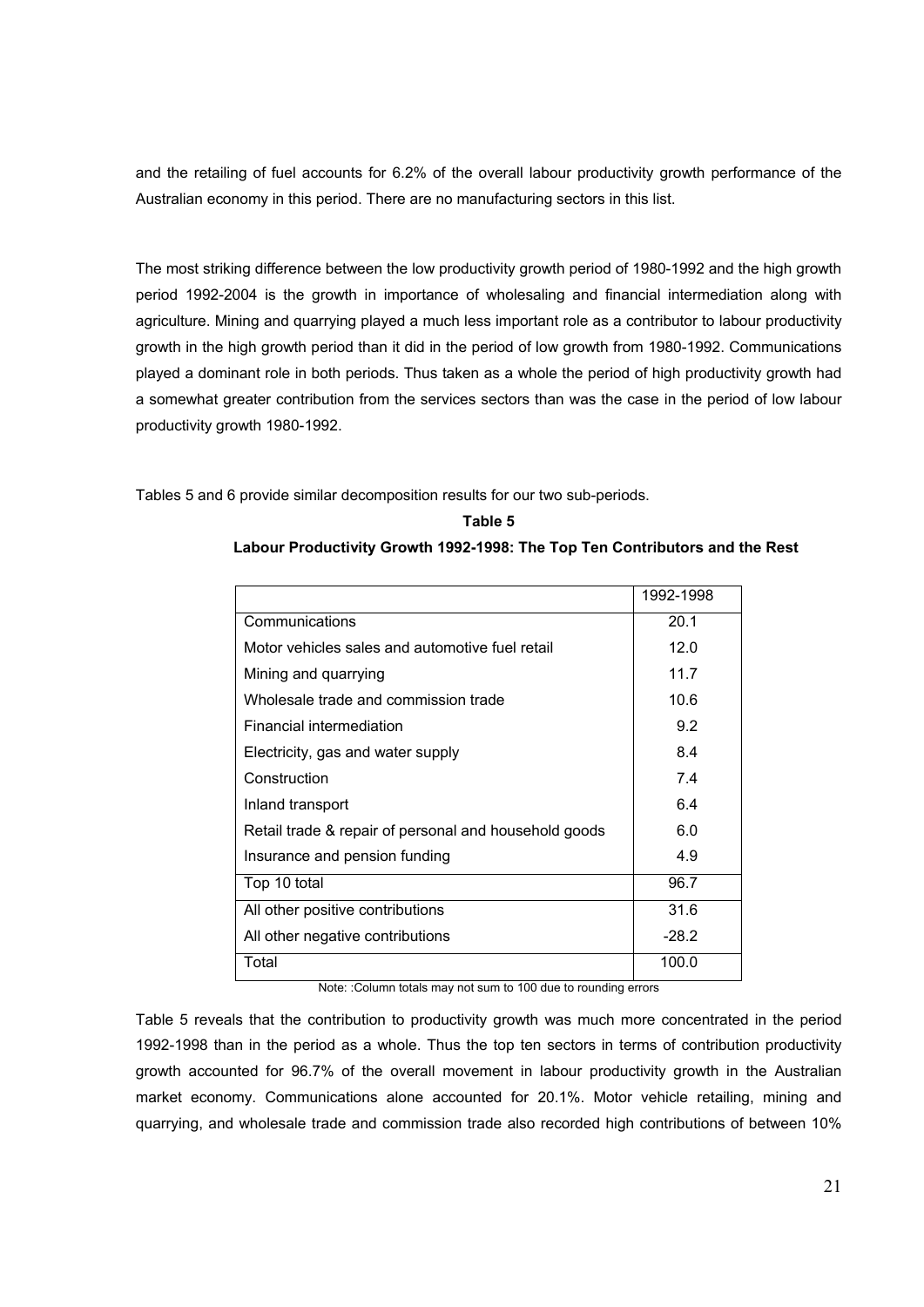and the retailing of fuel accounts for 6.2% of the overall labour productivity growth performance of the Australian economy in this period. There are no manufacturing sectors in this list.

The most striking difference between the low productivity growth period of 1980-1992 and the high growth period 1992-2004 is the growth in importance of wholesaling and financial intermediation along with agriculture. Mining and quarrying played a much less important role as a contributor to labour productivity growth in the high growth period than it did in the period of low growth from 1980-1992. Communications played a dominant role in both periods. Thus taken as a whole the period of high productivity growth had a somewhat greater contribution from the services sectors than was the case in the period of low labour productivity growth 1980-1992.

Tables 5 and 6 provide similar decomposition results for our two sub-periods.

**Table 5**

**Labour Productivity Growth 1992-1998: The Top Ten Contributors and the Rest**

| | 1992-1998 |
|---|---|
| Communications | 20.1 |
| Motor vehicles sales and automotive fuel retail | 12.0 |
| Mining and quarrying | 11.7 |
| Wholesale trade and commission trade | 10.6 |
| Financial intermediation | 9.2 |
| Electricity, gas and water supply | 8.4 |
| Construction | 7.4 |
| Inland transport | 6.4 |
| Retail trade & repair of personal and household goods | 6.0 |
| Insurance and pension funding | 4.9 |
| Top 10 total | 96.7 |
| All other positive contributions | 31.6 |
| All other negative contributions | -28.2 |
| Total | 100.0 |

Note: :Column totals may not sum to 100 due to rounding errors

Table 5 reveals that the contribution to productivity growth was much more concentrated in the period 1992-1998 than in the period as a whole. Thus the top ten sectors in terms of contribution productivity growth accounted for 96.7% of the overall movement in labour productivity growth in the Australian market economy. Communications alone accounted for 20.1%. Motor vehicle retailing, mining and quarrying, and wholesale trade and commission trade also recorded high contributions of between 10%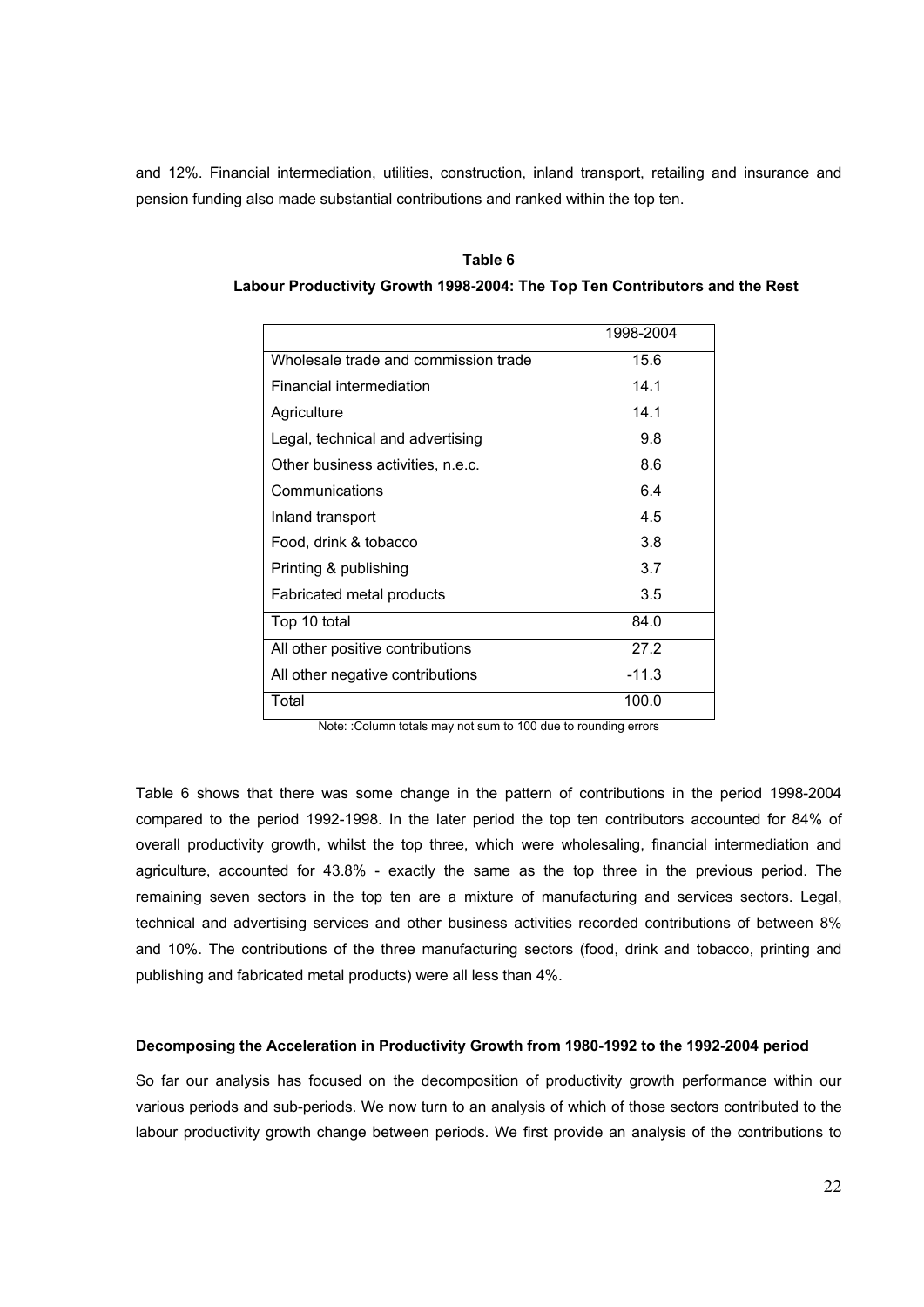and 12%. Financial intermediation, utilities, construction, inland transport, retailing and insurance and pension funding also made substantial contributions and ranked within the top ten.

**Table 6**

**Labour Productivity Growth 1998-2004: The Top Ten Contributors and the Rest**

| | 1998-2004 |
|---|---|
| Wholesale trade and commission trade | 15.6 |
| Financial intermediation | 14.1 |
| Agriculture | 14.1 |
| Legal, technical and advertising | 9.8 |
| Other business activities, n.e.c. | 8.6 |
| Communications | 6.4 |
| Inland transport | 4.5 |
| Food, drink & tobacco | 3.8 |
| Printing & publishing | 3.7 |
| Fabricated metal products | 3.5 |
| Top 10 total | 84.0 |
| All other positive contributions | 27.2 |
| All other negative contributions | -11.3 |
| Total | 100.0 |

Note: :Column totals may not sum to 100 due to rounding errors

Table 6 shows that there was some change in the pattern of contributions in the period 1998-2004 compared to the period 1992-1998. In the later period the top ten contributors accounted for 84% of overall productivity growth, whilst the top three, which were wholesaling, financial intermediation and agriculture, accounted for 43.8% - exactly the same as the top three in the previous period. The remaining seven sectors in the top ten are a mixture of manufacturing and services sectors. Legal, technical and advertising services and other business activities recorded contributions of between 8% and 10%. The contributions of the three manufacturing sectors (food, drink and tobacco, printing and publishing and fabricated metal products) were all less than 4%.

**Decomposing the Acceleration in Productivity Growth from 1980-1992 to the 1992-2004 period**

So far our analysis has focused on the decomposition of productivity growth performance within our various periods and sub-periods. We now turn to an analysis of which of those sectors contributed to the labour productivity growth change between periods. We first provide an analysis of the contributions to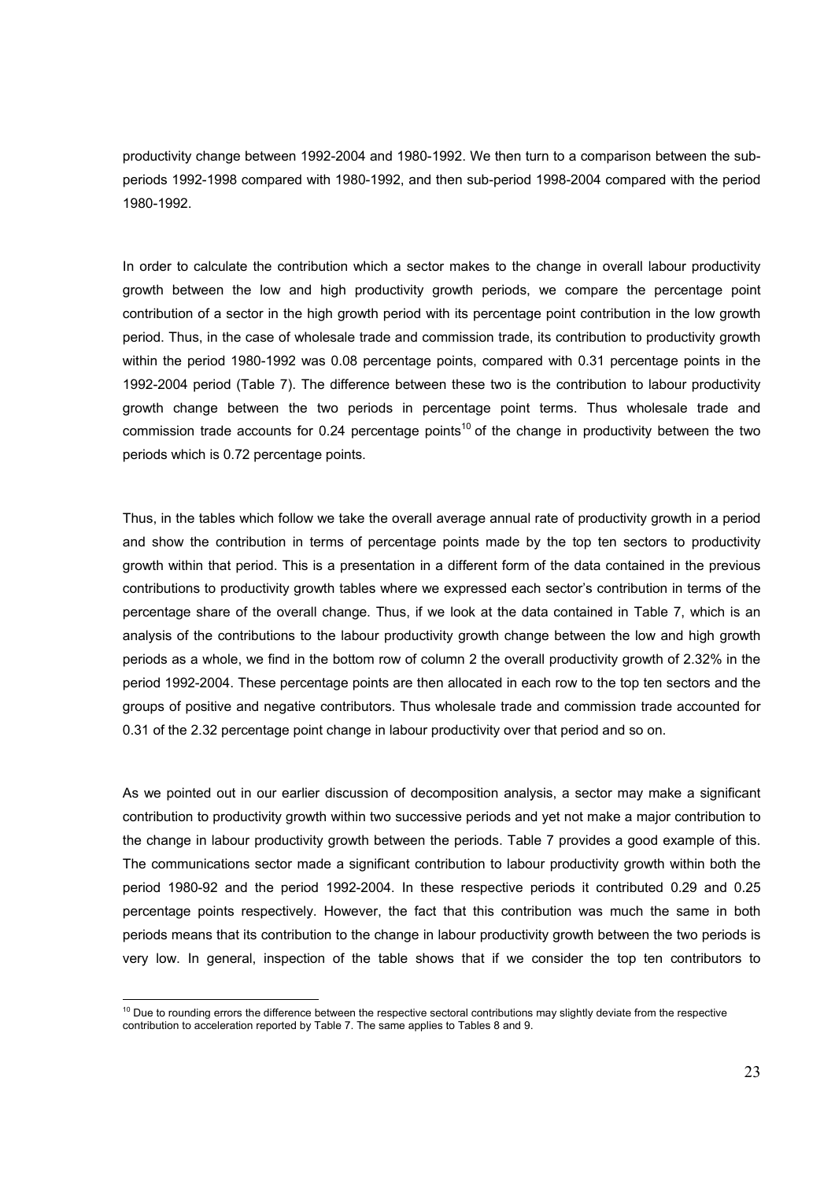productivity change between 1992-2004 and 1980-1992. We then turn to a comparison between the sub-periods 1992-1998 compared with 1980-1992, and then sub-period 1998-2004 compared with the period 1980-1992.

In order to calculate the contribution which a sector makes to the change in overall labour productivity growth between the low and high productivity growth periods, we compare the percentage point contribution of a sector in the high growth period with its percentage point contribution in the low growth period. Thus, in the case of wholesale trade and commission trade, its contribution to productivity growth within the period 1980-1992 was 0.08 percentage points, compared with 0.31 percentage points in the 1992-2004 period (Table 7). The difference between these two is the contribution to labour productivity growth change between the two periods in percentage point terms. Thus wholesale trade and commission trade accounts for 0.24 percentage points[10] of the change in productivity between the two periods which is 0.72 percentage points.

Thus, in the tables which follow we take the overall average annual rate of productivity growth in a period and show the contribution in terms of percentage points made by the top ten sectors to productivity growth within that period. This is a presentation in a different form of the data contained in the previous contributions to productivity growth tables where we expressed each sector's contribution in terms of the percentage share of the overall change. Thus, if we look at the data contained in Table 7, which is an analysis of the contributions to the labour productivity growth change between the low and high growth periods as a whole, we find in the bottom row of column 2 the overall productivity growth of 2.32% in the period 1992-2004. These percentage points are then allocated in each row to the top ten sectors and the groups of positive and negative contributors. Thus wholesale trade and commission trade accounted for 0.31 of the 2.32 percentage point change in labour productivity over that period and so on.

As we pointed out in our earlier discussion of decomposition analysis, a sector may make a significant contribution to productivity growth within two successive periods and yet not make a major contribution to the change in labour productivity growth between the periods. Table 7 provides a good example of this. The communications sector made a significant contribution to labour productivity growth within both the period 1980-92 and the period 1992-2004. In these respective periods it contributed 0.29 and 0.25 percentage points respectively. However, the fact that this contribution was much the same in both periods means that its contribution to the change in labour productivity growth between the two periods is very low. In general, inspection of the table shows that if we consider the top ten contributors to

[10] Due to rounding errors the difference between the respective sectoral contributions may slightly deviate from the respective contribution to acceleration reported by Table 7. The same applies to Tables 8 and 9.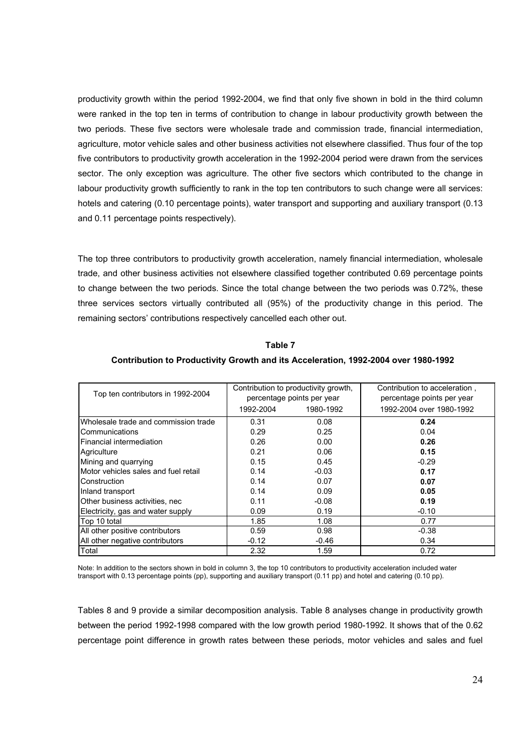productivity growth within the period 1992-2004, we find that only five shown in bold in the third column were ranked in the top ten in terms of contribution to change in labour productivity growth between the two periods. These five sectors were wholesale trade and commission trade, financial intermediation, agriculture, motor vehicle sales and other business activities not elsewhere classified. Thus four of the top five contributors to productivity growth acceleration in the 1992-2004 period were drawn from the services sector. The only exception was agriculture. The other five sectors which contributed to the change in labour productivity growth sufficiently to rank in the top ten contributors to such change were all services: hotels and catering (0.10 percentage points), water transport and supporting and auxiliary transport (0.13 and 0.11 percentage points respectively).

The top three contributors to productivity growth acceleration, namely financial intermediation, wholesale trade, and other business activities not elsewhere classified together contributed 0.69 percentage points to change between the two periods. Since the total change between the two periods was 0.72%, these three services sectors virtually contributed all (95%) of the productivity change in this period. The remaining sectors' contributions respectively cancelled each other out.

**Table 7**

**Contribution to Productivity Growth and its Acceleration, 1992-2004 over 1980-1992**

| Top ten contributors in 1992-2004 | Contribution to productivity growth, percentage points per year | | Contribution to acceleration , percentage points per year |
|---|---|---|---|
| | 1992-2004 | 1980-1992 | 1992-2004 over 1980-1992 |
| Wholesale trade and commission trade | 0.31 | 0.08 | **0.24** |
| Communications | 0.29 | 0.25 | 0.04 |
| Financial intermediation | 0.26 | 0.00 | **0.26** |
| Agriculture | 0.21 | 0.06 | **0.15** |
| Mining and quarrying | 0.15 | 0.45 | -0.29 |
| Motor vehicles sales and fuel retail | 0.14 | -0.03 | **0.17** |
| Construction | 0.14 | 0.07 | **0.07** |
| Inland transport | 0.14 | 0.09 | **0.05** |
| Other business activities, nec | 0.11 | -0.08 | **0.19** |
| Electricity, gas and water supply | 0.09 | 0.19 | -0.10 |
| Top 10 total | 1.85 | 1.08 | 0.77 |
| All other positive contributors | 0.59 | 0.98 | -0.38 |
| All other negative contributors | -0.12 | -0.46 | 0.34 |
| Total | 2.32 | 1.59 | 0.72 |

Note: In addition to the sectors shown in bold in column 3, the top 10 contributors to productivity acceleration included water transport with 0.13 percentage points (pp), supporting and auxiliary transport (0.11 pp) and hotel and catering (0.10 pp).

Tables 8 and 9 provide a similar decomposition analysis. Table 8 analyses change in productivity growth between the period 1992-1998 compared with the low growth period 1980-1992. It shows that of the 0.62 percentage point difference in growth rates between these periods, motor vehicles and sales and fuel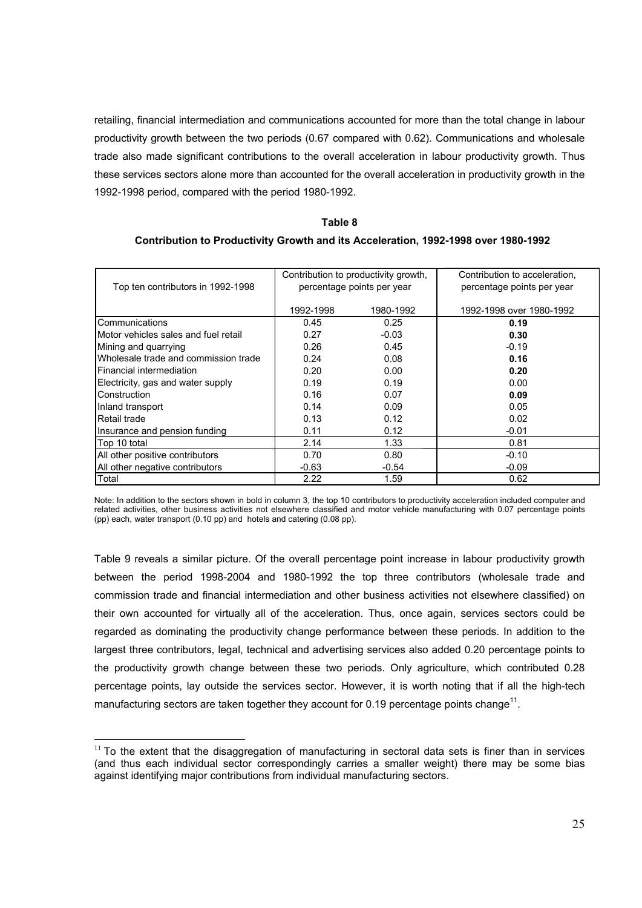retailing, financial intermediation and communications accounted for more than the total change in labour productivity growth between the two periods (0.67 compared with 0.62). Communications and wholesale trade also made significant contributions to the overall acceleration in labour productivity growth. Thus these services sectors alone more than accounted for the overall acceleration in productivity growth in the 1992-1998 period, compared with the period 1980-1992.

**Table 8**

**Contribution to Productivity Growth and its Acceleration, 1992-1998 over 1980-1992**

| Top ten contributors in 1992-1998 | Contribution to productivity growth, percentage points per year | | Contribution to acceleration, percentage points per year |
|---|---|---|---|
| | 1992-1998 | 1980-1992 | 1992-1998 over 1980-1992 |
| Communications | 0.45 | 0.25 | **0.19** |
| Motor vehicles sales and fuel retail | 0.27 | -0.03 | **0.30** |
| Mining and quarrying | 0.26 | 0.45 | -0.19 |
| Wholesale trade and commission trade | 0.24 | 0.08 | **0.16** |
| Financial intermediation | 0.20 | 0.00 | **0.20** |
| Electricity, gas and water supply | 0.19 | 0.19 | 0.00 |
| Construction | 0.16 | 0.07 | **0.09** |
| Inland transport | 0.14 | 0.09 | 0.05 |
| Retail trade | 0.13 | 0.12 | 0.02 |
| Insurance and pension funding | 0.11 | 0.12 | -0.01 |
| Top 10 total | 2.14 | 1.33 | 0.81 |
| All other positive contributors | 0.70 | 0.80 | -0.10 |
| All other negative contributors | -0.63 | -0.54 | -0.09 |
| Total | 2.22 | 1.59 | 0.62 |

Note: In addition to the sectors shown in bold in column 3, the top 10 contributors to productivity acceleration included computer and related activities, other business activities not elsewhere classified and motor vehicle manufacturing with 0.07 percentage points (pp) each, water transport (0.10 pp) and hotels and catering (0.08 pp).

Table 9 reveals a similar picture. Of the overall percentage point increase in labour productivity growth between the period 1998-2004 and 1980-1992 the top three contributors (wholesale trade and commission trade and financial intermediation and other business activities not elsewhere classified) on their own accounted for virtually all of the acceleration. Thus, once again, services sectors could be regarded as dominating the productivity change performance between these periods. In addition to the largest three contributors, legal, technical and advertising services also added 0.20 percentage points to the productivity growth change between these two periods. Only agriculture, which contributed 0.28 percentage points, lay outside the services sector. However, it is worth noting that if all the high-tech manufacturing sectors are taken together they account for 0.19 percentage points change[11].

[11] To the extent that the disaggregation of manufacturing in sectoral data sets is finer than in services (and thus each individual sector correspondingly carries a smaller weight) there may be some bias against identifying major contributions from individual manufacturing sectors.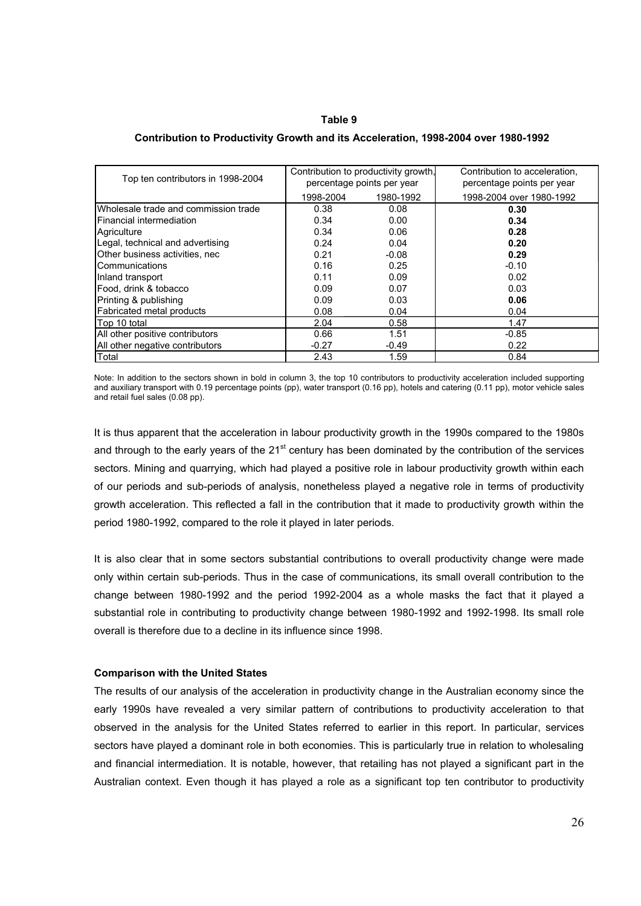**Table 9**

**Contribution to Productivity Growth and its Acceleration, 1998-2004 over 1980-1992**

| Top ten contributors in 1998-2004 | Contribution to productivity growth, percentage points per year | | Contribution to acceleration, percentage points per year |
|---|---|---|---|
| | 1998-2004 | 1980-1992 | 1998-2004 over 1980-1992 |
| Wholesale trade and commission trade | 0.38 | 0.08 | **0.30** |
| Financial intermediation | 0.34 | 0.00 | **0.34** |
| Agriculture | 0.34 | 0.06 | **0.28** |
| Legal, technical and advertising | 0.24 | 0.04 | **0.20** |
| Other business activities, nec | 0.21 | -0.08 | **0.29** |
| Communications | 0.16 | 0.25 | -0.10 |
| Inland transport | 0.11 | 0.09 | 0.02 |
| Food, drink & tobacco | 0.09 | 0.07 | 0.03 |
| Printing & publishing | 0.09 | 0.03 | **0.06** |
| Fabricated metal products | 0.08 | 0.04 | 0.04 |
| Top 10 total | 2.04 | 0.58 | 1.47 |
| All other positive contributors | 0.66 | 1.51 | -0.85 |
| All other negative contributors | -0.27 | -0.49 | 0.22 |
| Total | 2.43 | 1.59 | 0.84 |

Note: In addition to the sectors shown in bold in column 3, the top 10 contributors to productivity acceleration included supporting and auxiliary transport with 0.19 percentage points (pp), water transport (0.16 pp), hotels and catering (0.11 pp), motor vehicle sales and retail fuel sales (0.08 pp).

It is thus apparent that the acceleration in labour productivity growth in the 1990s compared to the 1980s and through to the early years of the 21st century has been dominated by the contribution of the services sectors. Mining and quarrying, which had played a positive role in labour productivity growth within each of our periods and sub-periods of analysis, nonetheless played a negative role in terms of productivity growth acceleration. This reflected a fall in the contribution that it made to productivity growth within the period 1980-1992, compared to the role it played in later periods.

It is also clear that in some sectors substantial contributions to overall productivity change were made only within certain sub-periods. Thus in the case of communications, its small overall contribution to the change between 1980-1992 and the period 1992-2004 as a whole masks the fact that it played a substantial role in contributing to productivity change between 1980-1992 and 1992-1998. Its small role overall is therefore due to a decline in its influence since 1998.

**Comparison with the United States**

The results of our analysis of the acceleration in productivity change in the Australian economy since the early 1990s have revealed a very similar pattern of contributions to productivity acceleration to that observed in the analysis for the United States referred to earlier in this report. In particular, services sectors have played a dominant role in both economies. This is particularly true in relation to wholesaling and financial intermediation. It is notable, however, that retailing has not played a significant part in the Australian context. Even though it has played a role as a significant top ten contributor to productivity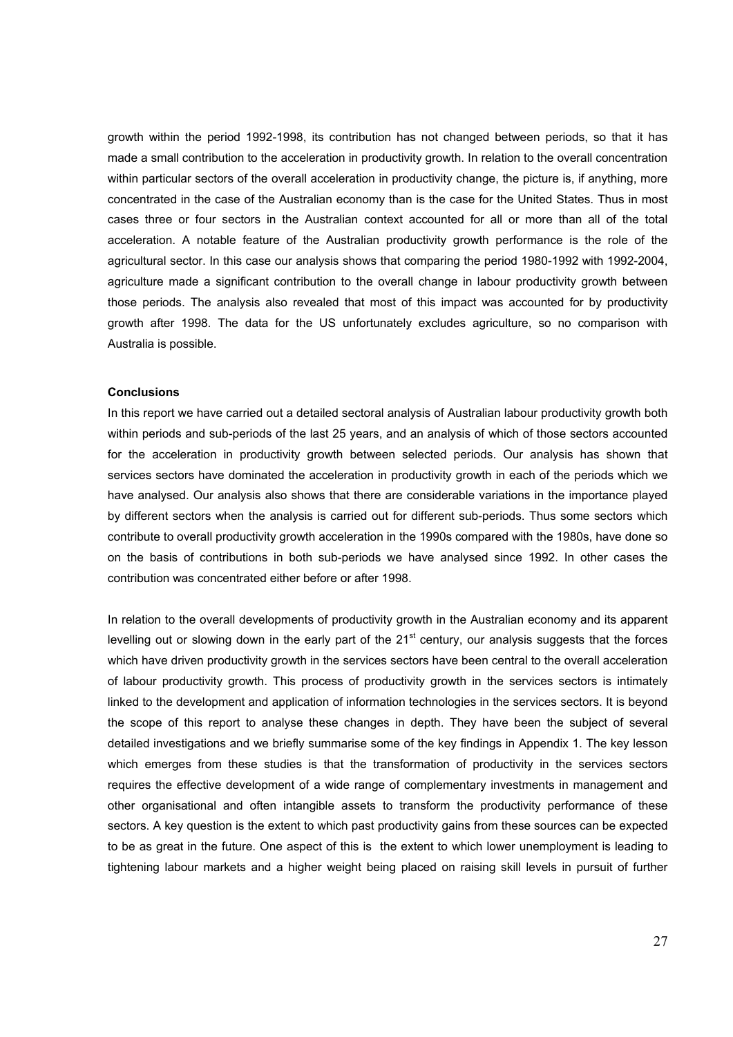growth within the period 1992-1998, its contribution has not changed between periods, so that it has made a small contribution to the acceleration in productivity growth. In relation to the overall concentration within particular sectors of the overall acceleration in productivity change, the picture is, if anything, more concentrated in the case of the Australian economy than is the case for the United States. Thus in most cases three or four sectors in the Australian context accounted for all or more than all of the total acceleration. A notable feature of the Australian productivity growth performance is the role of the agricultural sector. In this case our analysis shows that comparing the period 1980-1992 with 1992-2004, agriculture made a significant contribution to the overall change in labour productivity growth between those periods. The analysis also revealed that most of this impact was accounted for by productivity growth after 1998. The data for the US unfortunately excludes agriculture, so no comparison with Australia is possible.

**Conclusions**

In this report we have carried out a detailed sectoral analysis of Australian labour productivity growth both within periods and sub-periods of the last 25 years, and an analysis of which of those sectors accounted for the acceleration in productivity growth between selected periods. Our analysis has shown that services sectors have dominated the acceleration in productivity growth in each of the periods which we have analysed. Our analysis also shows that there are considerable variations in the importance played by different sectors when the analysis is carried out for different sub-periods. Thus some sectors which contribute to overall productivity growth acceleration in the 1990s compared with the 1980s, have done so on the basis of contributions in both sub-periods we have analysed since 1992. In other cases the contribution was concentrated either before or after 1998.

In relation to the overall developments of productivity growth in the Australian economy and its apparent levelling out or slowing down in the early part of the 21st century, our analysis suggests that the forces which have driven productivity growth in the services sectors have been central to the overall acceleration of labour productivity growth. This process of productivity growth in the services sectors is intimately linked to the development and application of information technologies in the services sectors. It is beyond the scope of this report to analyse these changes in depth. They have been the subject of several detailed investigations and we briefly summarise some of the key findings in Appendix 1. The key lesson which emerges from these studies is that the transformation of productivity in the services sectors requires the effective development of a wide range of complementary investments in management and other organisational and often intangible assets to transform the productivity performance of these sectors. A key question is the extent to which past productivity gains from these sources can be expected to be as great in the future. One aspect of this is the extent to which lower unemployment is leading to tightening labour markets and a higher weight being placed on raising skill levels in pursuit of further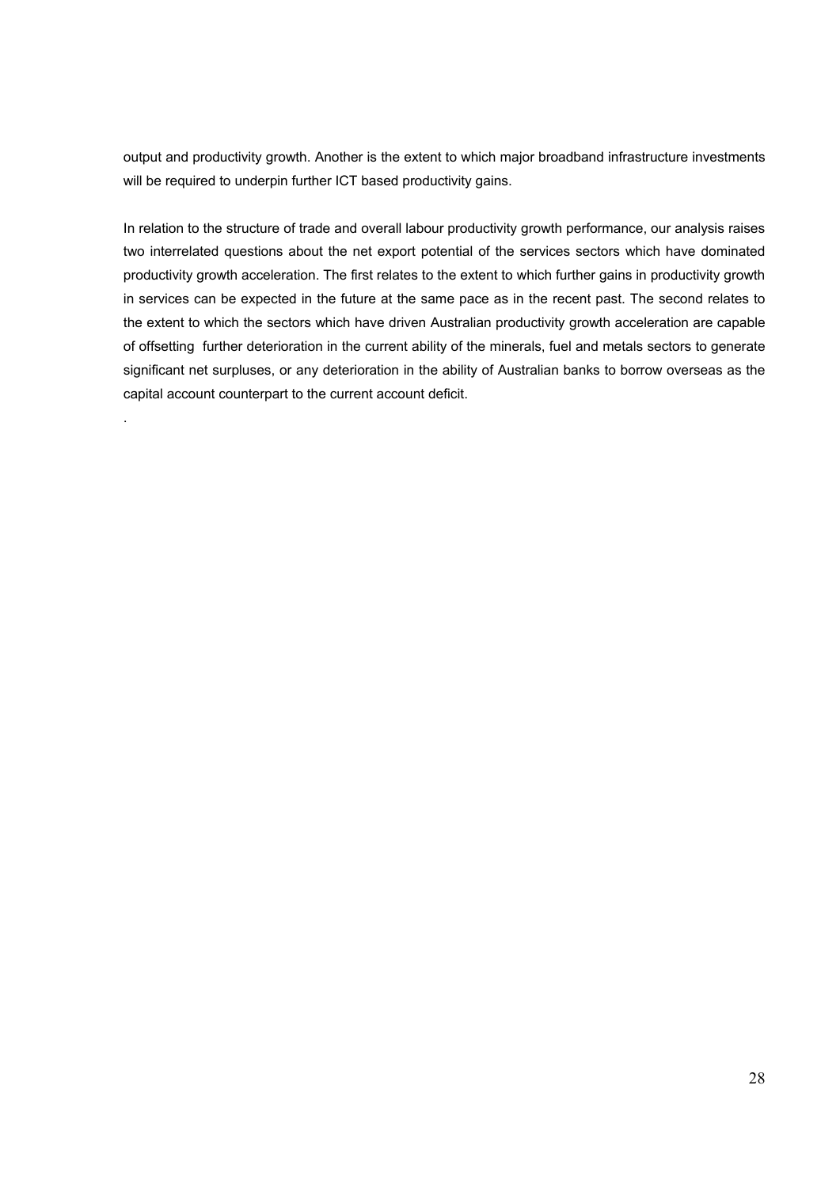output and productivity growth. Another is the extent to which major broadband infrastructure investments will be required to underpin further ICT based productivity gains.

In relation to the structure of trade and overall labour productivity growth performance, our analysis raises two interrelated questions about the net export potential of the services sectors which have dominated productivity growth acceleration. The first relates to the extent to which further gains in productivity growth in services can be expected in the future at the same pace as in the recent past. The second relates to the extent to which the sectors which have driven Australian productivity growth acceleration are capable of offsetting further deterioration in the current ability of the minerals, fuel and metals sectors to generate significant net surpluses, or any deterioration in the ability of Australian banks to borrow overseas as the capital account counterpart to the current account deficit.

.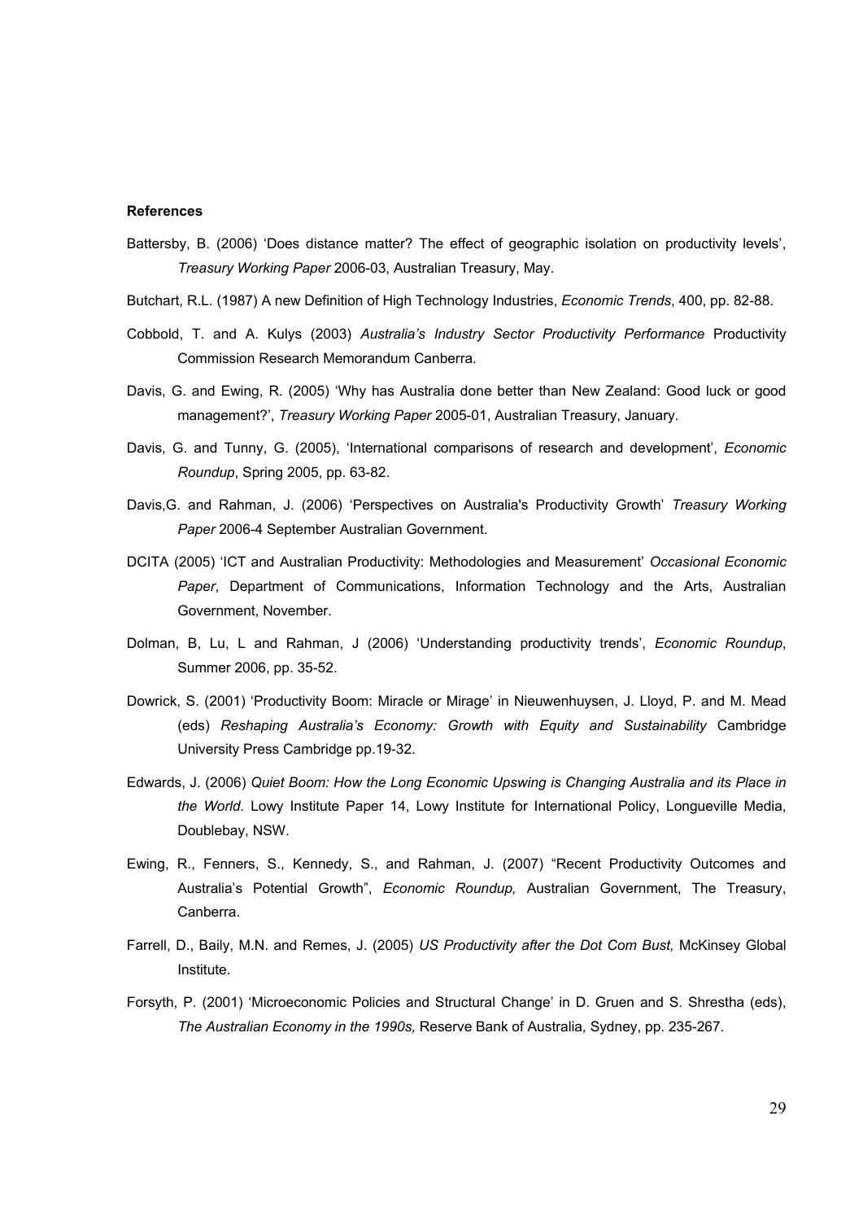**References**

Battersby, B. (2006) 'Does distance matter? The effect of geographic isolation on productivity levels', *Treasury Working Paper* 2006-03, Australian Treasury, May.

Butchart, R.L. (1987) A new Definition of High Technology Industries, *Economic Trends*, 400, pp. 82-88.

Cobbold, T. and A. Kulys (2003) *Australia's Industry Sector Productivity Performance* Productivity Commission Research Memorandum Canberra.

Davis, G. and Ewing, R. (2005) 'Why has Australia done better than New Zealand: Good luck or good management?', *Treasury Working Paper* 2005-01, Australian Treasury, January.

Davis, G. and Tunny, G. (2005), 'International comparisons of research and development', *Economic Roundup*, Spring 2005, pp. 63-82.

Davis,G. and Rahman, J. (2006) 'Perspectives on Australia's Productivity Growth' *Treasury Working Paper* 2006-4 September Australian Government.

DCITA (2005) 'ICT and Australian Productivity: Methodologies and Measurement' *Occasional Economic Paper*, Department of Communications, Information Technology and the Arts, Australian Government, November.

Dolman, B, Lu, L and Rahman, J (2006) 'Understanding productivity trends', *Economic Roundup*, Summer 2006, pp. 35-52.

Dowrick, S. (2001) 'Productivity Boom: Miracle or Mirage' in Nieuwenhuysen, J. Lloyd, P. and M. Mead (eds) *Reshaping Australia's Economy: Growth with Equity and Sustainability* Cambridge University Press Cambridge pp.19-32.

Edwards, J. (2006) *Quiet Boom: How the Long Economic Upswing is Changing Australia and its Place in the World*. Lowy Institute Paper 14, Lowy Institute for International Policy, Longueville Media, Doublebay, NSW.

Ewing, R., Fenners, S., Kennedy, S., and Rahman, J. (2007) "Recent Productivity Outcomes and Australia's Potential Growth", *Economic Roundup,* Australian Government, The Treasury, Canberra.

Farrell, D., Baily, M.N. and Remes, J. (2005) *US Productivity after the Dot Com Bust,* McKinsey Global Institute.

Forsyth, P. (2001) 'Microeconomic Policies and Structural Change' in D. Gruen and S. Shrestha (eds), *The Australian Economy in the 1990s,* Reserve Bank of Australia*,* Sydney, pp. 235-267.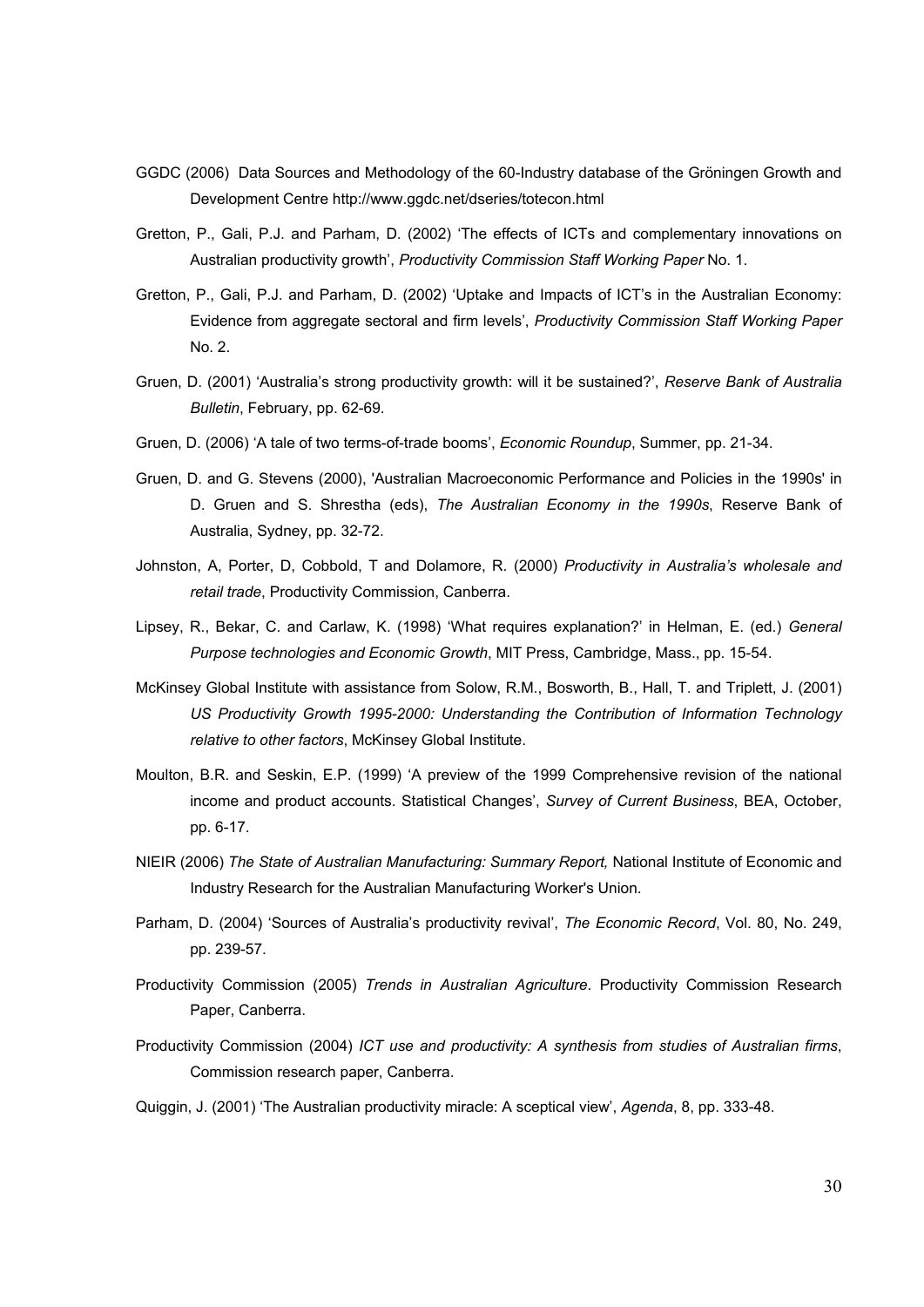GGDC (2006) Data Sources and Methodology of the 60-Industry database of the Gröningen Growth and Development Centre http://www.ggdc.net/dseries/totecon.html

Gretton, P., Gali, P.J. and Parham, D. (2002) 'The effects of ICTs and complementary innovations on Australian productivity growth', *Productivity Commission Staff Working Paper* No. 1.

Gretton, P., Gali, P.J. and Parham, D. (2002) 'Uptake and Impacts of ICT's in the Australian Economy: Evidence from aggregate sectoral and firm levels', *Productivity Commission Staff Working Paper* No. 2.

Gruen, D. (2001) 'Australia's strong productivity growth: will it be sustained?', *Reserve Bank of Australia Bulletin*, February, pp. 62-69.

Gruen, D. (2006) 'A tale of two terms-of-trade booms', *Economic Roundup*, Summer, pp. 21-34.

Gruen, D. and G. Stevens (2000), 'Australian Macroeconomic Performance and Policies in the 1990s' in D. Gruen and S. Shrestha (eds), *The Australian Economy in the 1990s*, Reserve Bank of Australia, Sydney, pp. 32-72.

Johnston, A, Porter, D, Cobbold, T and Dolamore, R. (2000) *Productivity in Australia's wholesale and retail trade*, Productivity Commission, Canberra.

Lipsey, R., Bekar, C. and Carlaw, K. (1998) 'What requires explanation?' in Helman, E. (ed.) *General Purpose technologies and Economic Growth*, MIT Press, Cambridge, Mass., pp. 15-54.

McKinsey Global Institute with assistance from Solow, R.M., Bosworth, B., Hall, T. and Triplett, J. (2001) *US Productivity Growth 1995-2000: Understanding the Contribution of Information Technology relative to other factors*, McKinsey Global Institute.

Moulton, B.R. and Seskin, E.P. (1999) 'A preview of the 1999 Comprehensive revision of the national income and product accounts. Statistical Changes', *Survey of Current Business*, BEA, October, pp. 6-17.

NIEIR (2006) *The State of Australian Manufacturing: Summary Report,* National Institute of Economic and Industry Research for the Australian Manufacturing Worker's Union.

Parham, D. (2004) 'Sources of Australia's productivity revival', *The Economic Record*, Vol. 80, No. 249, pp. 239-57.

Productivity Commission (2005) *Trends in Australian Agriculture*. Productivity Commission Research Paper, Canberra.

Productivity Commission (2004) *ICT use and productivity: A synthesis from studies of Australian firms*, Commission research paper, Canberra.

Quiggin, J. (2001) 'The Australian productivity miracle: A sceptical view', *Agenda*, 8, pp. 333-48.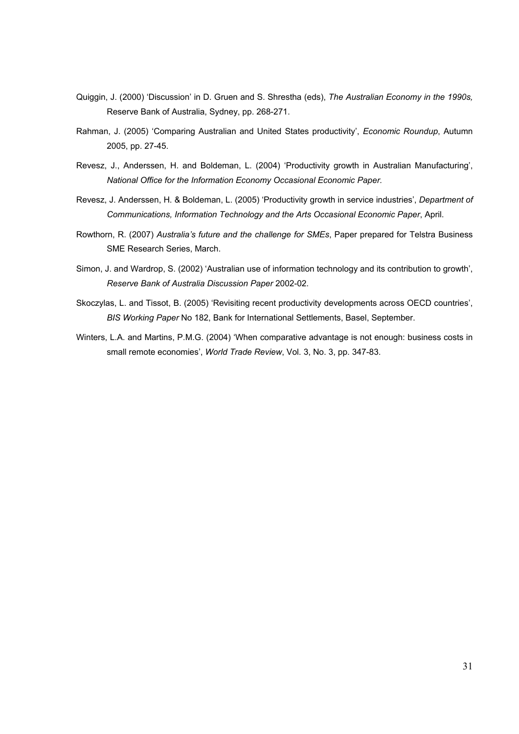Quiggin, J. (2000) 'Discussion' in D. Gruen and S. Shrestha (eds), *The Australian Economy in the 1990s,* Reserve Bank of Australia, Sydney, pp. 268-271.

Rahman, J. (2005) 'Comparing Australian and United States productivity', *Economic Roundup*, Autumn 2005, pp. 27-45.

Revesz, J., Anderssen, H. and Boldeman, L. (2004) 'Productivity growth in Australian Manufacturing', *National Office for the Information Economy Occasional Economic Paper.*

Revesz, J. Anderssen, H. & Boldeman, L. (2005) 'Productivity growth in service industries', *Department of Communications, Information Technology and the Arts Occasional Economic Paper*, April.

Rowthorn, R. (2007) *Australia's future and the challenge for SMEs*, Paper prepared for Telstra Business SME Research Series, March.

Simon, J. and Wardrop, S. (2002) 'Australian use of information technology and its contribution to growth', *Reserve Bank of Australia Discussion Paper* 2002-02.

Skoczylas, L. and Tissot, B. (2005) 'Revisiting recent productivity developments across OECD countries', *BIS Working Paper* No 182, Bank for International Settlements, Basel, September.

Winters, L.A. and Martins, P.M.G. (2004) 'When comparative advantage is not enough: business costs in small remote economies', *World Trade Review*, Vol. 3, No. 3, pp. 347-83.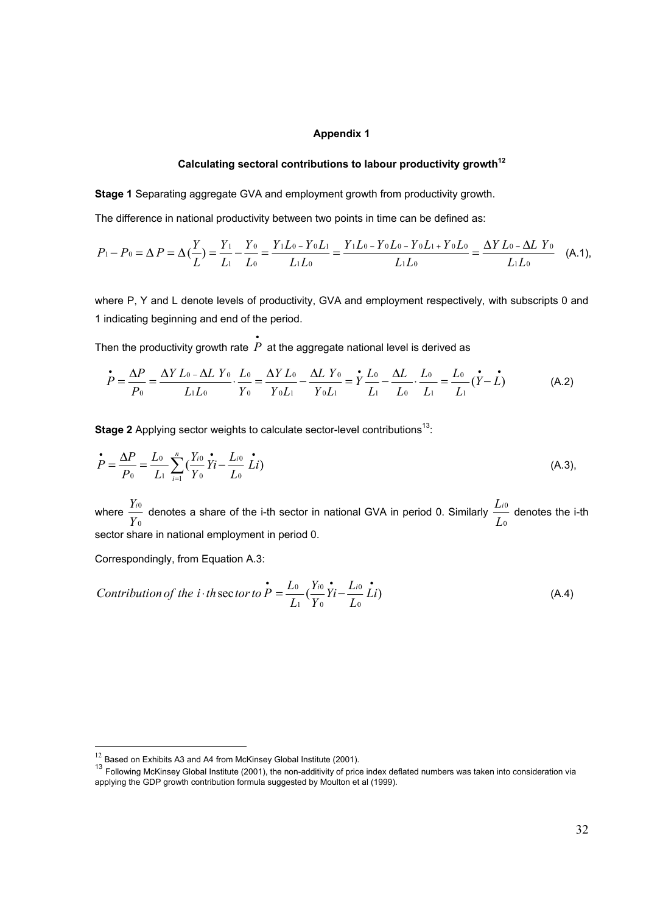# Appendix 1

## Calculating sectoral contributions to labour productivity growth[12]

**Stage 1** Separating aggregate GVA and employment growth from productivity growth.

The difference in national productivity between two points in time can be defined as:

$$P_1 - P_0 = \Delta P = \Delta(\frac{Y}{L}) = \frac{Y_1}{L_1} - \frac{Y_0}{L_0} = \frac{Y_1 L_0 - Y_0 L_1}{L_1 L_0} = \frac{Y_1 L_0 - Y_0 L_0 - Y_0 L_1 + Y_0 L_0}{L_1 L_0} = \frac{\Delta Y\, L_0 - \Delta L\, Y_0}{L_1 L_0} \quad \text{(A.1)},$$

where P, Y and L denote levels of productivity, GVA and employment respectively, with subscripts 0 and 1 indicating beginning and end of the period.

Then the productivity growth rate $\dot{P}$ at the aggregate national level is derived as

$$\dot{P} = \frac{\Delta P}{P_0} = \frac{\Delta Y\, L_0 - \Delta L\, Y_0}{L_1 L_0} \cdot \frac{L_0}{Y_0} = \frac{\Delta Y\, L_0}{Y_0 L_1} - \frac{\Delta L\, Y_0}{Y_0 L_1} = \dot{Y}\frac{L_0}{L_1} - \frac{\Delta L}{L_0} \cdot \frac{L_0}{L_1} = \frac{L_0}{L_1}(\dot{Y} - \dot{L}) \quad \text{(A.2)}$$

**Stage 2** Applying sector weights to calculate sector-level contributions[13]:

$$\dot{P} = \frac{\Delta P}{P_0} = \frac{L_0}{L_1} \sum_{i=1}^{n} (\frac{Y_{i0}}{Y_0}\dot{Y}i - \frac{L_{i0}}{L_0}\dot{L}i) \quad \text{(A.3)},$$

where $\frac{Y_{i0}}{Y_0}$ denotes a share of the i-th sector in national GVA in period 0. Similarly $\frac{L_{i0}}{L_0}$ denotes the i-th sector share in national employment in period 0.

Correspondingly, from Equation A.3:

$$\text{Contribution of the } i\cdot th \text{ sector to } \dot{P} = \frac{L_0}{L_1}(\frac{Y_{i0}}{Y_0}\dot{Y}i - \frac{L_{i0}}{L_0}\dot{L}i) \quad \text{(A.4)}$$

---

[12] Based on Exhibits A3 and A4 from McKinsey Global Institute (2001).

[13] Following McKinsey Global Institute (2001), the non-additivity of price index deflated numbers was taken into consideration via applying the GDP growth contribution formula suggested by Moulton et al (1999).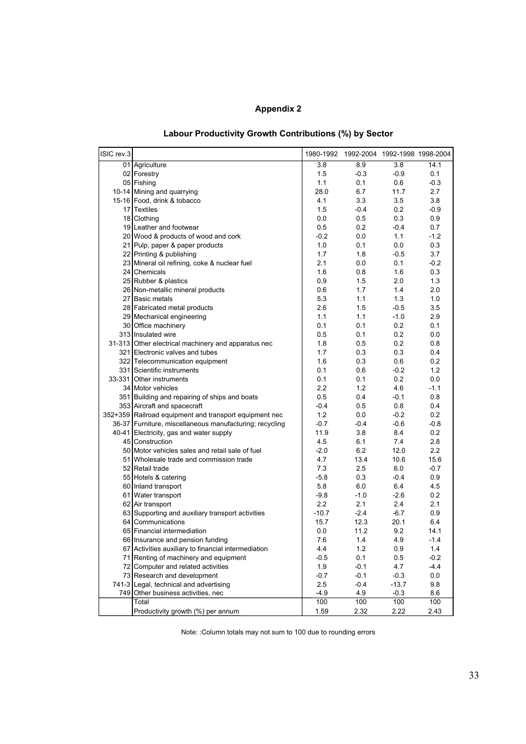## Appendix 2

### Labour Productivity Growth Contributions (%) by Sector

| ISIC rev.3 | | 1980-1992 | 1992-2004 | 1992-1998 | 1998-2004 |
|---|---|---|---|---|---|
| 01 | Agriculture | 3.8 | 8.9 | 3.8 | 14.1 |
| 02 | Forestry | 1.5 | -0.3 | -0.9 | 0.1 |
| 05 | Fishing | 1.1 | 0.1 | 0.6 | -0.3 |
| 10-14 | Mining and quarrying | 28.0 | 6.7 | 11.7 | 2.7 |
| 15-16 | Food, drink & tobacco | 4.1 | 3.3 | 3.5 | 3.8 |
| 17 | Textiles | 1.5 | -0.4 | 0.2 | -0.9 |
| 18 | Clothing | 0.0 | 0.5 | 0.3 | 0.9 |
| 19 | Leather and footwear | 0.5 | 0.2 | -0.4 | 0.7 |
| 20 | Wood & products of wood and cork | -0.2 | 0.0 | 1.1 | -1.2 |
| 21 | Pulp, paper & paper products | 1.0 | 0.1 | 0.0 | 0.3 |
| 22 | Printing & publishing | 1.7 | 1.8 | -0.5 | 3.7 |
| 23 | Mineral oil refining, coke & nuclear fuel | 2.1 | 0.0 | 0.1 | -0.2 |
| 24 | Chemicals | 1.6 | 0.8 | 1.6 | 0.3 |
| 25 | Rubber & plastics | 0.9 | 1.5 | 2.0 | 1.3 |
| 26 | Non-metallic mineral products | 0.6 | 1.7 | 1.4 | 2.0 |
| 27 | Basic metals | 5.3 | 1.1 | 1.3 | 1.0 |
| 28 | Fabricated metal products | 2.6 | 1.5 | -0.5 | 3.5 |
| 29 | Mechanical engineering | 1.1 | 1.1 | -1.0 | 2.9 |
| 30 | Office machinery | 0.1 | 0.1 | 0.2 | 0.1 |
| 313 | Insulated wire | 0.5 | 0.1 | 0.2 | 0.0 |
| 31-313 | Other electrical machinery and apparatus nec | 1.8 | 0.5 | 0.2 | 0.8 |
| 321 | Electronic valves and tubes | 1.7 | 0.3 | 0.3 | 0.4 |
| 322 | Telecommunication equipment | 1.6 | 0.3 | 0.6 | 0.2 |
| 331 | Scientific instruments | 0.1 | 0.6 | -0.2 | 1.2 |
| 33-331 | Other instruments | 0.1 | 0.1 | 0.2 | 0.0 |
| 34 | Motor vehicles | 2.2 | 1.2 | 4.6 | -1.1 |
| 351 | Building and repairing of ships and boats | 0.5 | 0.4 | -0.1 | 0.8 |
| 353 | Aircraft and spacecraft | -0.4 | 0.5 | 0.8 | 0.4 |
| 352+359 | Railroad equipment and transport equipment nec | 1.2 | 0.0 | -0.2 | 0.2 |
| 36-37 | Furniture, miscellaneous manufacturing; recycling | -0.7 | -0.4 | -0.6 | -0.8 |
| 40-41 | Electricity, gas and water supply | 11.9 | 3.8 | 8.4 | 0.2 |
| 45 | Construction | 4.5 | 6.1 | 7.4 | 2.8 |
| 50 | Motor vehicles sales and retail sale of fuel | -2.0 | 6.2 | 12.0 | 2.2 |
| 51 | Wholesale trade and commission trade | 4.7 | 13.4 | 10.6 | 15.6 |
| 52 | Retail trade | 7.3 | 2.5 | 6.0 | -0.7 |
| 55 | Hotels & catering | -5.8 | 0.3 | -0.4 | 0.9 |
| 60 | Inland transport | 5.8 | 6.0 | 6.4 | 4.5 |
| 61 | Water transport | -9.8 | -1.0 | -2.6 | 0.2 |
| 62 | Air transport | 2.2 | 2.1 | 2.4 | 2.1 |
| 63 | Supporting and auxiliary transport activities | -10.7 | -2.4 | -6.7 | 0.9 |
| 64 | Communications | 15.7 | 12.3 | 20.1 | 6.4 |
| 65 | Financial intermediation | 0.0 | 11.2 | 9.2 | 14.1 |
| 66 | Insurance and pension funding | 7.6 | 1.4 | 4.9 | -1.4 |
| 67 | Activities auxiliary to financial intermediation | 4.4 | 1.2 | 0.9 | 1.4 |
| 71 | Renting of machinery and equipment | -0.5 | 0.1 | 0.5 | -0.2 |
| 72 | Computer and related activities | 1.9 | -0.1 | 4.7 | -4.4 |
| 73 | Research and development | -0.7 | -0.1 | -0.3 | 0.0 |
| 741-3 | Legal, technical and advertising | 2.5 | -0.4 | -13.7 | 9.8 |
| 749 | Other business activities, nec | -4.9 | 4.9 | -0.3 | 8.6 |
| | Total | 100 | 100 | 100 | 100 |
| | Productivity growth (%) per annum | 1.59 | 2.32 | 2.22 | 2.43 |

Note: :Column totals may not sum to 100 due to rounding errors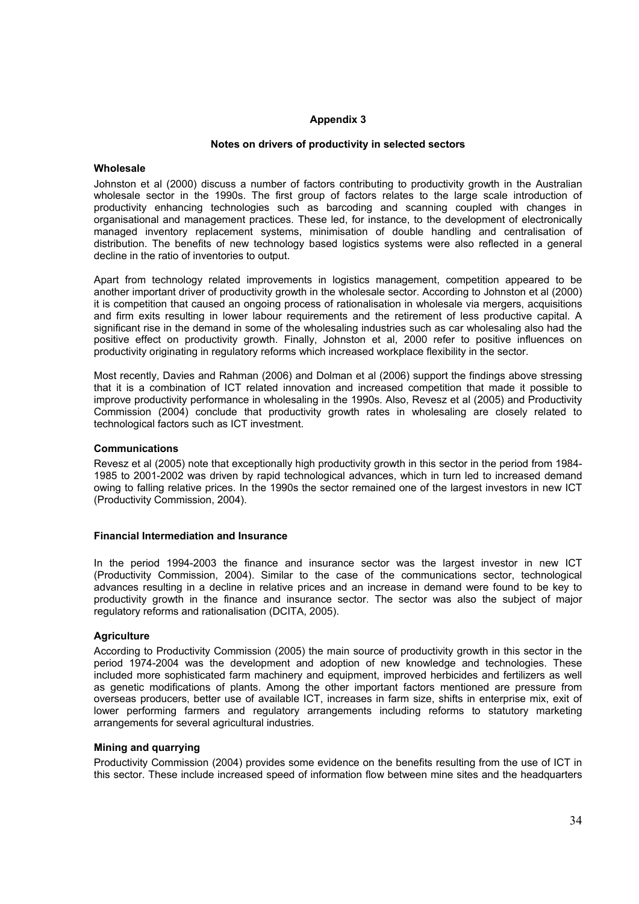# Appendix 3

## Notes on drivers of productivity in selected sectors

### Wholesale

Johnston et al (2000) discuss a number of factors contributing to productivity growth in the Australian wholesale sector in the 1990s. The first group of factors relates to the large scale introduction of productivity enhancing technologies such as barcoding and scanning coupled with changes in organisational and management practices. These led, for instance, to the development of electronically managed inventory replacement systems, minimisation of double handling and centralisation of distribution. The benefits of new technology based logistics systems were also reflected in a general decline in the ratio of inventories to output.

Apart from technology related improvements in logistics management, competition appeared to be another important driver of productivity growth in the wholesale sector. According to Johnston et al (2000) it is competition that caused an ongoing process of rationalisation in wholesale via mergers, acquisitions and firm exits resulting in lower labour requirements and the retirement of less productive capital. A significant rise in the demand in some of the wholesaling industries such as car wholesaling also had the positive effect on productivity growth. Finally, Johnston et al, 2000 refer to positive influences on productivity originating in regulatory reforms which increased workplace flexibility in the sector.

Most recently, Davies and Rahman (2006) and Dolman et al (2006) support the findings above stressing that it is a combination of ICT related innovation and increased competition that made it possible to improve productivity performance in wholesaling in the 1990s. Also, Revesz et al (2005) and Productivity Commission (2004) conclude that productivity growth rates in wholesaling are closely related to technological factors such as ICT investment.

### Communications

Revesz et al (2005) note that exceptionally high productivity growth in this sector in the period from 1984-1985 to 2001-2002 was driven by rapid technological advances, which in turn led to increased demand owing to falling relative prices. In the 1990s the sector remained one of the largest investors in new ICT (Productivity Commission, 2004).

### Financial Intermediation and Insurance

In the period 1994-2003 the finance and insurance sector was the largest investor in new ICT (Productivity Commission, 2004). Similar to the case of the communications sector, technological advances resulting in a decline in relative prices and an increase in demand were found to be key to productivity growth in the finance and insurance sector. The sector was also the subject of major regulatory reforms and rationalisation (DCITA, 2005).

### Agriculture

According to Productivity Commission (2005) the main source of productivity growth in this sector in the period 1974-2004 was the development and adoption of new knowledge and technologies. These included more sophisticated farm machinery and equipment, improved herbicides and fertilizers as well as genetic modifications of plants. Among the other important factors mentioned are pressure from overseas producers, better use of available ICT, increases in farm size, shifts in enterprise mix, exit of lower performing farmers and regulatory arrangements including reforms to statutory marketing arrangements for several agricultural industries.

### Mining and quarrying

Productivity Commission (2004) provides some evidence on the benefits resulting from the use of ICT in this sector. These include increased speed of information flow between mine sites and the headquarters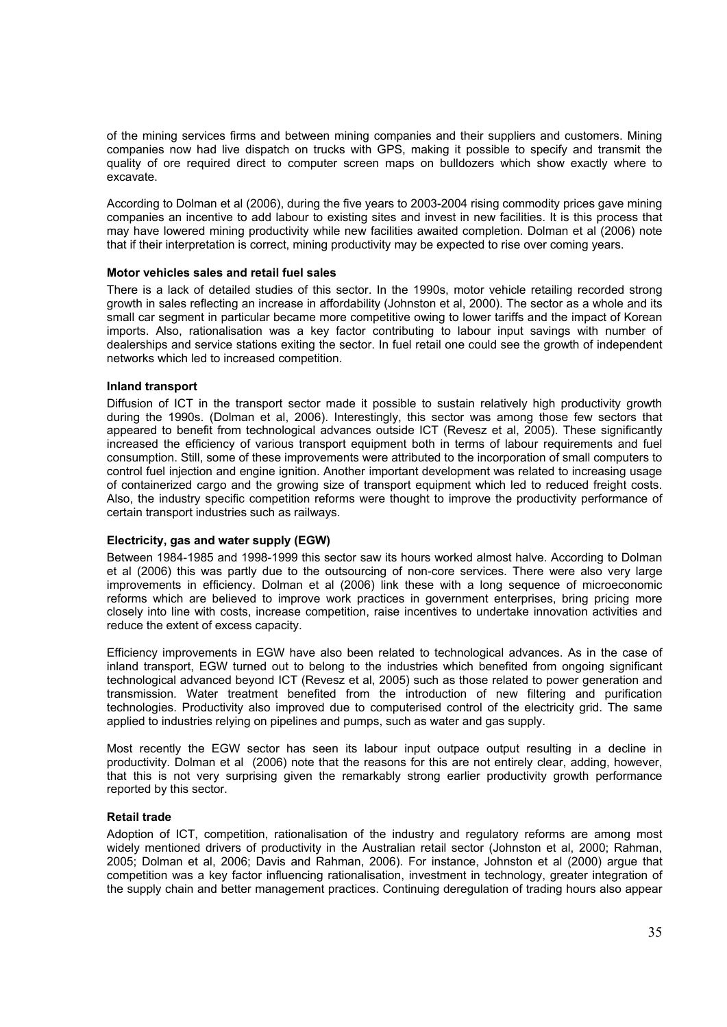of the mining services firms and between mining companies and their suppliers and customers. Mining companies now had live dispatch on trucks with GPS, making it possible to specify and transmit the quality of ore required direct to computer screen maps on bulldozers which show exactly where to excavate.

According to Dolman et al (2006), during the five years to 2003-2004 rising commodity prices gave mining companies an incentive to add labour to existing sites and invest in new facilities. It is this process that may have lowered mining productivity while new facilities awaited completion. Dolman et al (2006) note that if their interpretation is correct, mining productivity may be expected to rise over coming years.

**Motor vehicles sales and retail fuel sales**

There is a lack of detailed studies of this sector. In the 1990s, motor vehicle retailing recorded strong growth in sales reflecting an increase in affordability (Johnston et al, 2000). The sector as a whole and its small car segment in particular became more competitive owing to lower tariffs and the impact of Korean imports. Also, rationalisation was a key factor contributing to labour input savings with number of dealerships and service stations exiting the sector. In fuel retail one could see the growth of independent networks which led to increased competition.

**Inland transport**

Diffusion of ICT in the transport sector made it possible to sustain relatively high productivity growth during the 1990s. (Dolman et al, 2006). Interestingly, this sector was among those few sectors that appeared to benefit from technological advances outside ICT (Revesz et al, 2005). These significantly increased the efficiency of various transport equipment both in terms of labour requirements and fuel consumption. Still, some of these improvements were attributed to the incorporation of small computers to control fuel injection and engine ignition. Another important development was related to increasing usage of containerized cargo and the growing size of transport equipment which led to reduced freight costs. Also, the industry specific competition reforms were thought to improve the productivity performance of certain transport industries such as railways.

**Electricity, gas and water supply (EGW)**

Between 1984-1985 and 1998-1999 this sector saw its hours worked almost halve. According to Dolman et al (2006) this was partly due to the outsourcing of non-core services. There were also very large improvements in efficiency. Dolman et al (2006) link these with a long sequence of microeconomic reforms which are believed to improve work practices in government enterprises, bring pricing more closely into line with costs, increase competition, raise incentives to undertake innovation activities and reduce the extent of excess capacity.

Efficiency improvements in EGW have also been related to technological advances. As in the case of inland transport, EGW turned out to belong to the industries which benefited from ongoing significant technological advanced beyond ICT (Revesz et al, 2005) such as those related to power generation and transmission. Water treatment benefited from the introduction of new filtering and purification technologies. Productivity also improved due to computerised control of the electricity grid. The same applied to industries relying on pipelines and pumps, such as water and gas supply.

Most recently the EGW sector has seen its labour input outpace output resulting in a decline in productivity. Dolman et al (2006) note that the reasons for this are not entirely clear, adding, however, that this is not very surprising given the remarkably strong earlier productivity growth performance reported by this sector.

**Retail trade**

Adoption of ICT, competition, rationalisation of the industry and regulatory reforms are among most widely mentioned drivers of productivity in the Australian retail sector (Johnston et al, 2000; Rahman, 2005; Dolman et al, 2006; Davis and Rahman, 2006). For instance, Johnston et al (2000) argue that competition was a key factor influencing rationalisation, investment in technology, greater integration of the supply chain and better management practices. Continuing deregulation of trading hours also appear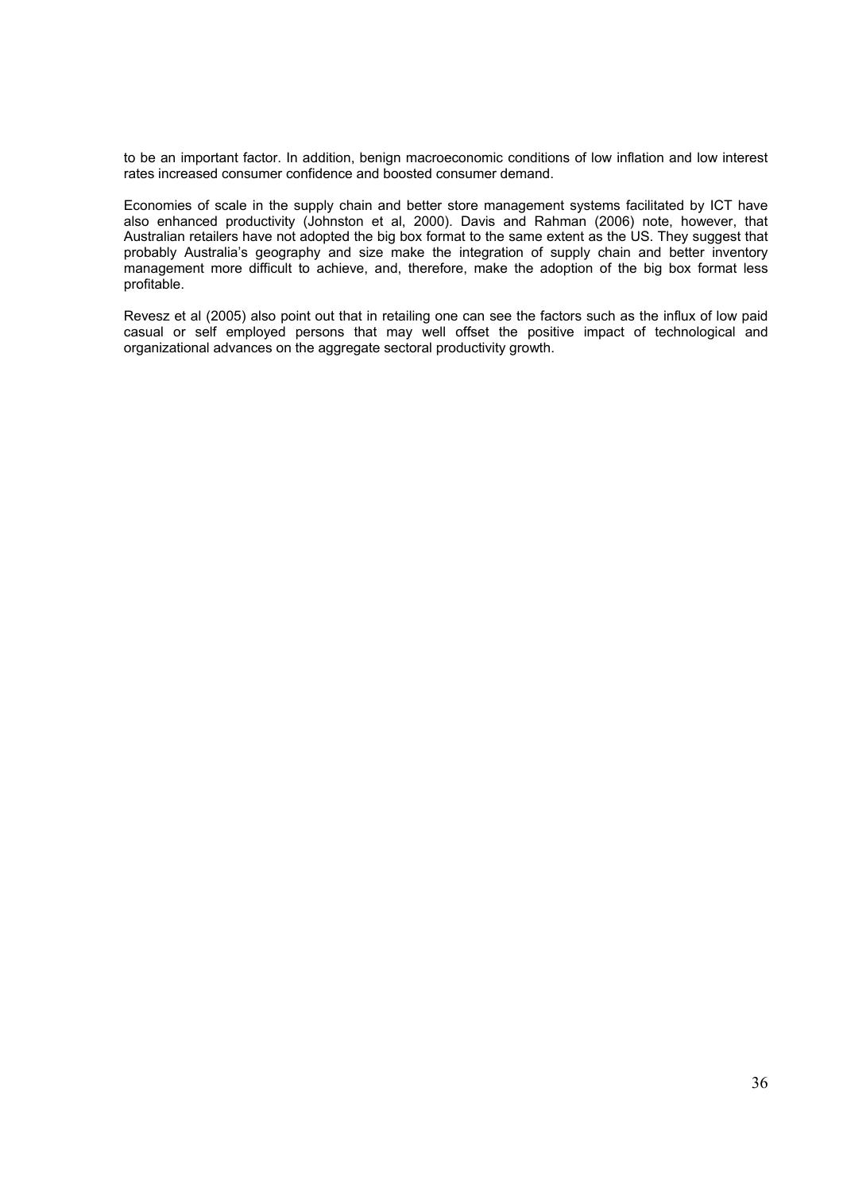to be an important factor. In addition, benign macroeconomic conditions of low inflation and low interest rates increased consumer confidence and boosted consumer demand.

Economies of scale in the supply chain and better store management systems facilitated by ICT have also enhanced productivity (Johnston et al, 2000). Davis and Rahman (2006) note, however, that Australian retailers have not adopted the big box format to the same extent as the US. They suggest that probably Australia's geography and size make the integration of supply chain and better inventory management more difficult to achieve, and, therefore, make the adoption of the big box format less profitable.

Revesz et al (2005) also point out that in retailing one can see the factors such as the influx of low paid casual or self employed persons that may well offset the positive impact of technological and organizational advances on the aggregate sectoral productivity growth.